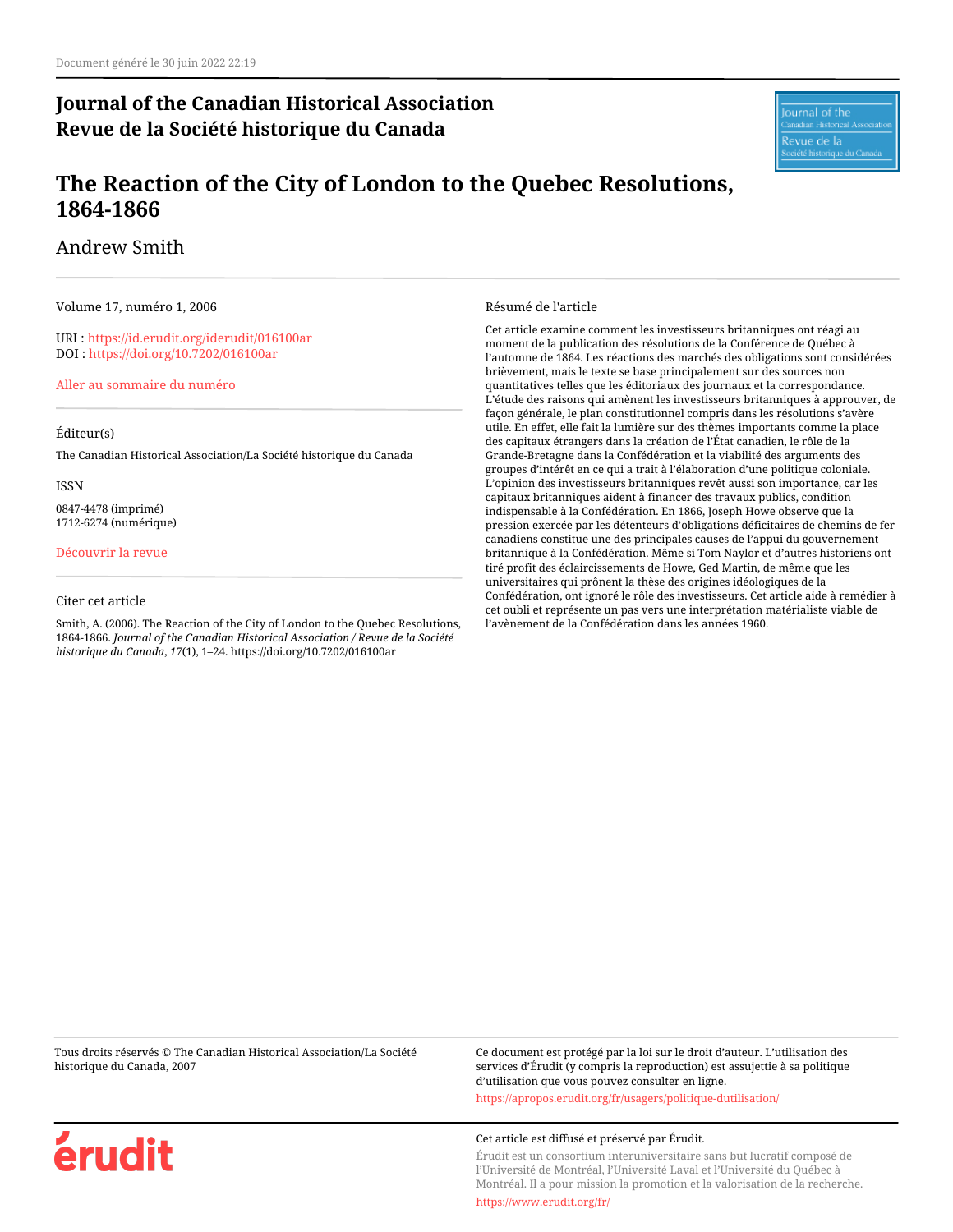Document généré le 30 juin 2022 22:19

# Journal of the Canadian Historical Association
# Revue de la Société historique du Canada

## The Reaction of the City of London to the Quebec Resolutions, 1864-1866

Andrew Smith

Volume 17, numéro 1, 2006

URI : https://id.erudit.org/iderudit/016100ar
DOI : https://doi.org/10.7202/016100ar

Aller au sommaire du numéro

Éditeur(s)

The Canadian Historical Association/La Société historique du Canada

ISSN

0847-4478 (imprimé)
1712-6274 (numérique)

Découvrir la revue

Citer cet article

Smith, A. (2006). The Reaction of the City of London to the Quebec Resolutions, 1864-1866. *Journal of the Canadian Historical Association / Revue de la Société historique du Canada*, *17*(1), 1–24. https://doi.org/10.7202/016100ar

Résumé de l'article

Cet article examine comment les investisseurs britanniques ont réagi au moment de la publication des résolutions de la Conférence de Québec à l'automne de 1864. Les réactions des marchés des obligations sont considérées brièvement, mais le texte se base principalement sur des sources non quantitatives telles que les éditoriaux des journaux et la correspondance. L'étude des raisons qui amènent les investisseurs britanniques à approuver, de façon générale, le plan constitutionnel compris dans les résolutions s'avère utile. En effet, elle fait la lumière sur des thèmes importants comme la place des capitaux étrangers dans la création de l'État canadien, le rôle de la Grande-Bretagne dans la Confédération et la viabilité des arguments des groupes d'intérêt en ce qui a trait à l'élaboration d'une politique coloniale. L'opinion des investisseurs britanniques revêt aussi son importance, car les capitaux britanniques aident à financer des travaux publics, condition indispensable à la Confédération. En 1866, Joseph Howe observe que la pression exercée par les détenteurs d'obligations déficitaires de chemins de fer canadiens constitue une des principales causes de l'appui du gouvernement britannique à la Confédération. Même si Tom Naylor et d'autres historiens ont tiré profit des éclaircissements de Howe, Ged Martin, de même que les universitaires qui prônent la thèse des origines idéologiques de la Confédération, ont ignoré le rôle des investisseurs. Cet article aide à remédier à cet oubli et représente un pas vers une interprétation matérialiste viable de l'avènement de la Confédération dans les années 1960.

Tous droits réservés © The Canadian Historical Association/La Société historique du Canada, 2007

Ce document est protégé par la loi sur le droit d'auteur. L'utilisation des services d'Érudit (y compris la reproduction) est assujettie à sa politique d'utilisation que vous pouvez consulter en ligne.

https://apropos.erudit.org/fr/usagers/politique-dutilisation/

Cet article est diffusé et préservé par Érudit.

Érudit est un consortium interuniversitaire sans but lucratif composé de l'Université de Montréal, l'Université Laval et l'Université du Québec à Montréal. Il a pour mission la promotion et la valorisation de la recherche.

https://www.erudit.org/fr/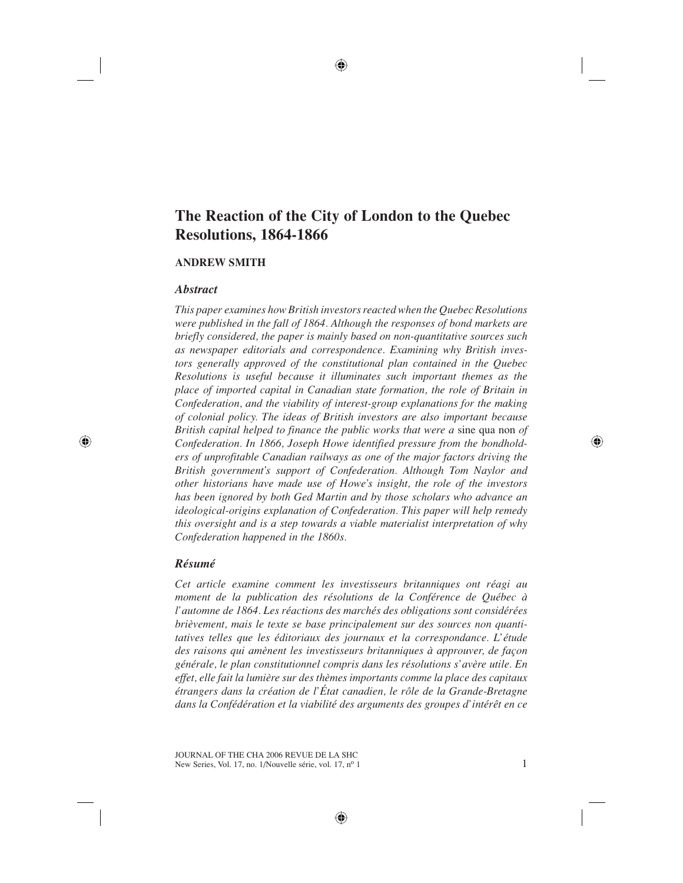# The Reaction of the City of London to the Quebec Resolutions, 1864-1866

**ANDREW SMITH**

### *Abstract*

*This paper examines how British investors reacted when the Quebec Resolutions were published in the fall of 1864. Although the responses of bond markets are briefly considered, the paper is mainly based on non-quantitative sources such as newspaper editorials and correspondence. Examining why British investors generally approved of the constitutional plan contained in the Quebec Resolutions is useful because it illuminates such important themes as the place of imported capital in Canadian state formation, the role of Britain in Confederation, and the viability of interest-group explanations for the making of colonial policy. The ideas of British investors are also important because British capital helped to finance the public works that were a* sine qua non *of Confederation. In 1866, Joseph Howe identified pressure from the bondholders of unprofitable Canadian railways as one of the major factors driving the British government's support of Confederation. Although Tom Naylor and other historians have made use of Howe's insight, the role of the investors has been ignored by both Ged Martin and by those scholars who advance an ideological-origins explanation of Confederation. This paper will help remedy this oversight and is a step towards a viable materialist interpretation of why Confederation happened in the 1860s.*

### *Résumé*

*Cet article examine comment les investisseurs britanniques ont réagi au moment de la publication des résolutions de la Conférence de Québec à l'automne de 1864. Les réactions des marchés des obligations sont considérées brièvement, mais le texte se base principalement sur des sources non quantitatives telles que les éditoriaux des journaux et la correspondance. L'étude des raisons qui amènent les investisseurs britanniques à approuver, de façon générale, le plan constitutionnel compris dans les résolutions s'avère utile. En effet, elle fait la lumière sur des thèmes importants comme la place des capitaux étrangers dans la création de l'État canadien, le rôle de la Grande-Bretagne dans la Confédération et la viabilité des arguments des groupes d'intérêt en ce*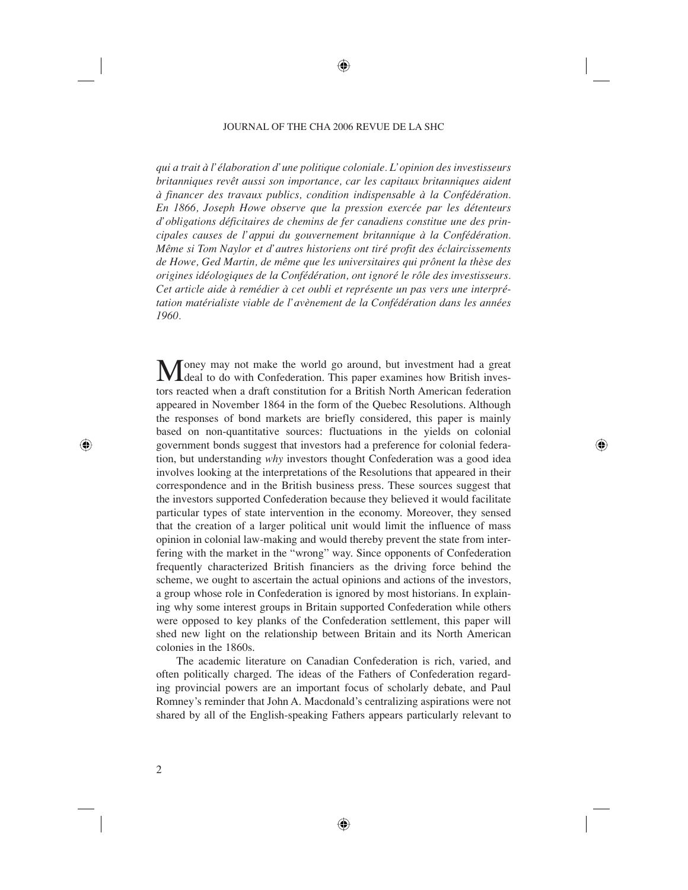*qui a trait à l'élaboration d'une politique coloniale. L'opinion des investisseurs britanniques revêt aussi son importance, car les capitaux britanniques aident à financer des travaux publics, condition indispensable à la Confédération. En 1866, Joseph Howe observe que la pression exercée par les détenteurs d'obligations déficitaires de chemins de fer canadiens constitue une des principales causes de l'appui du gouvernement britannique à la Confédération. Même si Tom Naylor et d'autres historiens ont tiré profit des éclaircissements de Howe, Ged Martin, de même que les universitaires qui prônent la thèse des origines idéologiques de la Confédération, ont ignoré le rôle des investisseurs. Cet article aide à remédier à cet oubli et représente un pas vers une interprétation matérialiste viable de l'avènement de la Confédération dans les années 1960.*

Money may not make the world go around, but investment had a great deal to do with Confederation. This paper examines how British investors reacted when a draft constitution for a British North American federation appeared in November 1864 in the form of the Quebec Resolutions. Although the responses of bond markets are briefly considered, this paper is mainly based on non-quantitative sources: fluctuations in the yields on colonial government bonds suggest that investors had a preference for colonial federation, but understanding *why* investors thought Confederation was a good idea involves looking at the interpretations of the Resolutions that appeared in their correspondence and in the British business press. These sources suggest that the investors supported Confederation because they believed it would facilitate particular types of state intervention in the economy. Moreover, they sensed that the creation of a larger political unit would limit the influence of mass opinion in colonial law-making and would thereby prevent the state from interfering with the market in the "wrong" way. Since opponents of Confederation frequently characterized British financiers as the driving force behind the scheme, we ought to ascertain the actual opinions and actions of the investors, a group whose role in Confederation is ignored by most historians. In explaining why some interest groups in Britain supported Confederation while others were opposed to key planks of the Confederation settlement, this paper will shed new light on the relationship between Britain and its North American colonies in the 1860s.

The academic literature on Canadian Confederation is rich, varied, and often politically charged. The ideas of the Fathers of Confederation regarding provincial powers are an important focus of scholarly debate, and Paul Romney's reminder that John A. Macdonald's centralizing aspirations were not shared by all of the English-speaking Fathers appears particularly relevant to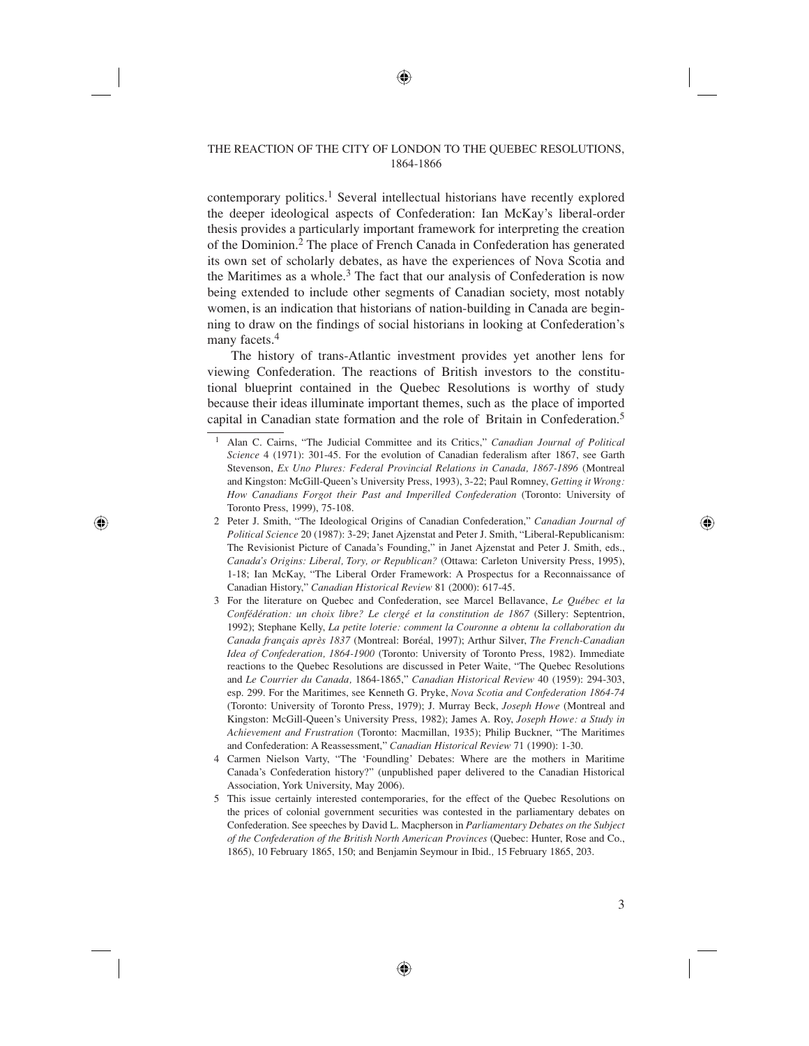contemporary politics.[1] Several intellectual historians have recently explored the deeper ideological aspects of Confederation: Ian McKay's liberal-order thesis provides a particularly important framework for interpreting the creation of the Dominion.[2] The place of French Canada in Confederation has generated its own set of scholarly debates, as have the experiences of Nova Scotia and the Maritimes as a whole.[3] The fact that our analysis of Confederation is now being extended to include other segments of Canadian society, most notably women, is an indication that historians of nation-building in Canada are beginning to draw on the findings of social historians in looking at Confederation's many facets.[4]

The history of trans-Atlantic investment provides yet another lens for viewing Confederation. The reactions of British investors to the constitutional blueprint contained in the Quebec Resolutions is worthy of study because their ideas illuminate important themes, such as the place of imported capital in Canadian state formation and the role of Britain in Confederation.[5]

---

1 Alan C. Cairns, "The Judicial Committee and its Critics," *Canadian Journal of Political Science* 4 (1971): 301-45. For the evolution of Canadian federalism after 1867, see Garth Stevenson, *Ex Uno Plures: Federal Provincial Relations in Canada, 1867-1896* (Montreal and Kingston: McGill-Queen's University Press, 1993), 3-22; Paul Romney, *Getting it Wrong: How Canadians Forgot their Past and Imperilled Confederation* (Toronto: University of Toronto Press, 1999), 75-108.

2 Peter J. Smith, "The Ideological Origins of Canadian Confederation," *Canadian Journal of Political Science* 20 (1987): 3-29; Janet Ajzenstat and Peter J. Smith, "Liberal-Republicanism: The Revisionist Picture of Canada's Founding," in Janet Ajzenstat and Peter J. Smith, eds., *Canada's Origins: Liberal, Tory, or Republican?* (Ottawa: Carleton University Press, 1995), 1-18; Ian McKay, "The Liberal Order Framework: A Prospectus for a Reconnaissance of Canadian History," *Canadian Historical Review* 81 (2000): 617-45.

3 For the literature on Quebec and Confederation, see Marcel Bellavance, *Le Québec et la Confédération: un choix libre? Le clergé et la constitution de 1867* (Sillery: Septentrion, 1992); Stephane Kelly, *La petite loterie: comment la Couronne a obtenu la collaboration du Canada français après 1837* (Montreal: Boréal, 1997); Arthur Silver, *The French-Canadian Idea of Confederation, 1864-1900* (Toronto: University of Toronto Press, 1982). Immediate reactions to the Quebec Resolutions are discussed in Peter Waite, "The Quebec Resolutions and *Le Courrier du Canada,* 1864-1865," *Canadian Historical Review* 40 (1959): 294-303, esp. 299. For the Maritimes, see Kenneth G. Pryke, *Nova Scotia and Confederation 1864-74* (Toronto: University of Toronto Press, 1979); J. Murray Beck, *Joseph Howe* (Montreal and Kingston: McGill-Queen's University Press, 1982); James A. Roy, *Joseph Howe: a Study in Achievement and Frustration* (Toronto: Macmillan, 1935); Philip Buckner, "The Maritimes and Confederation: A Reassessment," *Canadian Historical Review* 71 (1990): 1-30.

4 Carmen Nielson Varty, "The 'Foundling' Debates: Where are the mothers in Maritime Canada's Confederation history?" (unpublished paper delivered to the Canadian Historical Association, York University, May 2006).

5 This issue certainly interested contemporaries, for the effect of the Quebec Resolutions on the prices of colonial government securities was contested in the parliamentary debates on Confederation. See speeches by David L. Macpherson in *Parliamentary Debates on the Subject of the Confederation of the British North American Provinces* (Quebec: Hunter, Rose and Co., 1865), 10 February 1865, 150; and Benjamin Seymour in Ibid., 15 February 1865, 203.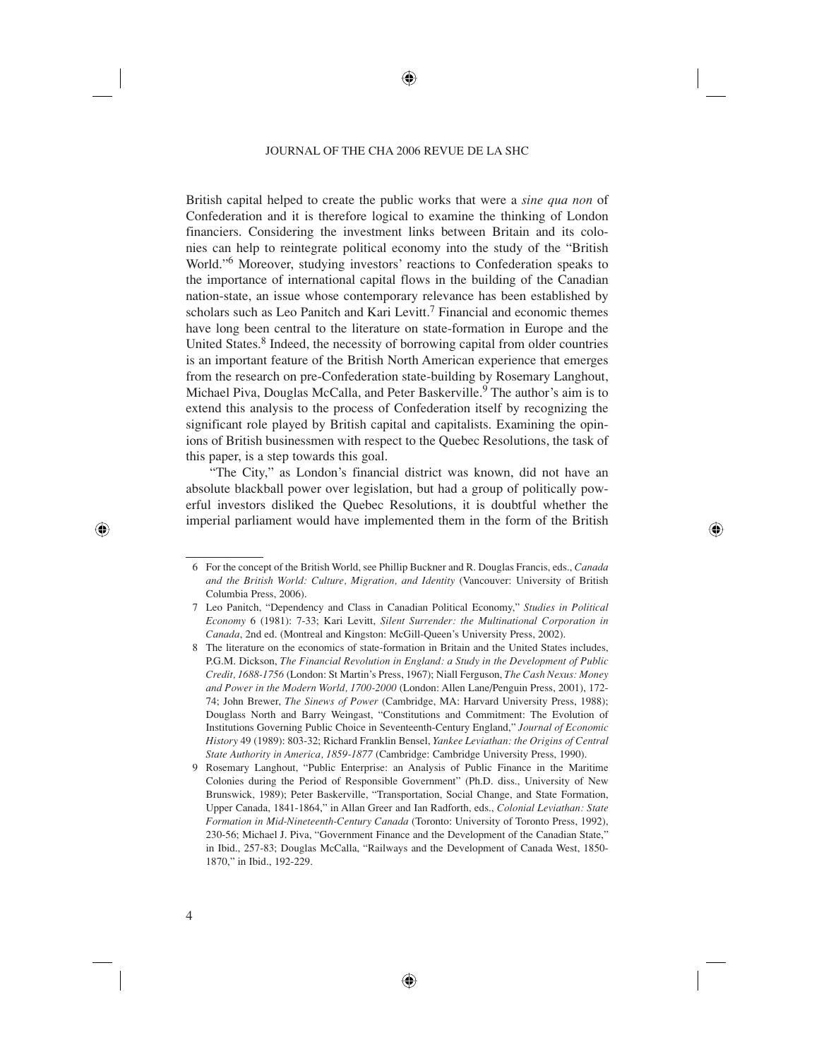British capital helped to create the public works that were a *sine qua non* of Confederation and it is therefore logical to examine the thinking of London financiers. Considering the investment links between Britain and its colonies can help to reintegrate political economy into the study of the "British World."[6] Moreover, studying investors' reactions to Confederation speaks to the importance of international capital flows in the building of the Canadian nation-state, an issue whose contemporary relevance has been established by scholars such as Leo Panitch and Kari Levitt.[7] Financial and economic themes have long been central to the literature on state-formation in Europe and the United States.[8] Indeed, the necessity of borrowing capital from older countries is an important feature of the British North American experience that emerges from the research on pre-Confederation state-building by Rosemary Langhout, Michael Piva, Douglas McCalla, and Peter Baskerville.[9] The author's aim is to extend this analysis to the process of Confederation itself by recognizing the significant role played by British capital and capitalists. Examining the opinions of British businessmen with respect to the Quebec Resolutions, the task of this paper, is a step towards this goal.

"The City," as London's financial district was known, did not have an absolute blackball power over legislation, but had a group of politically powerful investors disliked the Quebec Resolutions, it is doubtful whether the imperial parliament would have implemented them in the form of the British

---

6 For the concept of the British World, see Phillip Buckner and R. Douglas Francis, eds., *Canada and the British World: Culture, Migration, and Identity* (Vancouver: University of British Columbia Press, 2006).

7 Leo Panitch, "Dependency and Class in Canadian Political Economy," *Studies in Political Economy* 6 (1981): 7-33; Kari Levitt, *Silent Surrender: the Multinational Corporation in Canada*, 2nd ed. (Montreal and Kingston: McGill-Queen's University Press, 2002).

8 The literature on the economics of state-formation in Britain and the United States includes, P.G.M. Dickson, *The Financial Revolution in England: a Study in the Development of Public Credit, 1688-1756* (London: St Martin's Press, 1967); Niall Ferguson, *The Cash Nexus: Money and Power in the Modern World, 1700-2000* (London: Allen Lane/Penguin Press, 2001), 172-74; John Brewer, *The Sinews of Power* (Cambridge, MA: Harvard University Press, 1988); Douglass North and Barry Weingast, "Constitutions and Commitment: The Evolution of Institutions Governing Public Choice in Seventeenth-Century England," *Journal of Economic History* 49 (1989): 803-32; Richard Franklin Bensel, *Yankee Leviathan: the Origins of Central State Authority in America, 1859-1877* (Cambridge: Cambridge University Press, 1990).

9 Rosemary Langhout, "Public Enterprise: an Analysis of Public Finance in the Maritime Colonies during the Period of Responsible Government" (Ph.D. diss., University of New Brunswick, 1989); Peter Baskerville, "Transportation, Social Change, and State Formation, Upper Canada, 1841-1864," in Allan Greer and Ian Radforth, eds., *Colonial Leviathan: State Formation in Mid-Nineteenth-Century Canada* (Toronto: University of Toronto Press, 1992), 230-56; Michael J. Piva, "Government Finance and the Development of the Canadian State," in Ibid., 257-83; Douglas McCalla, "Railways and the Development of Canada West, 1850-1870," in Ibid., 192-229.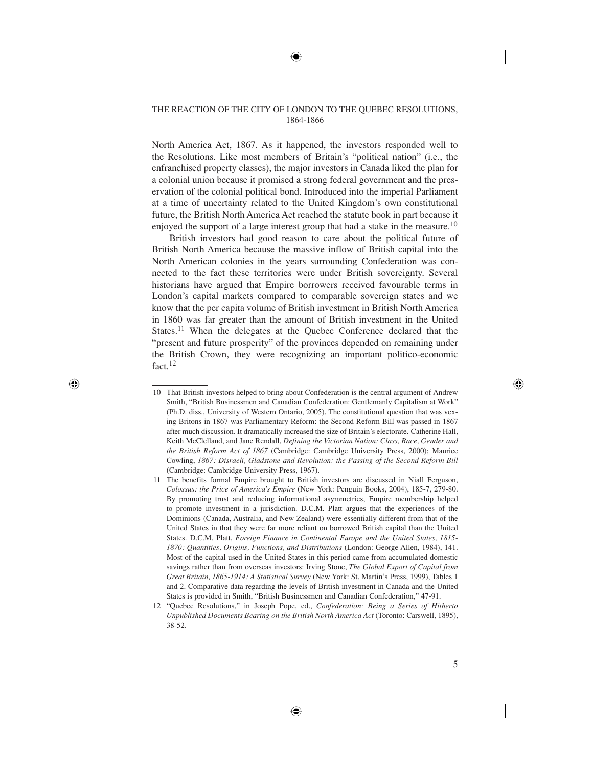North America Act, 1867. As it happened, the investors responded well to the Resolutions. Like most members of Britain's "political nation" (i.e., the enfranchised property classes), the major investors in Canada liked the plan for a colonial union because it promised a strong federal government and the preservation of the colonial political bond. Introduced into the imperial Parliament at a time of uncertainty related to the United Kingdom's own constitutional future, the British North America Act reached the statute book in part because it enjoyed the support of a large interest group that had a stake in the measure.[10]

British investors had good reason to care about the political future of British North America because the massive inflow of British capital into the North American colonies in the years surrounding Confederation was connected to the fact these territories were under British sovereignty. Several historians have argued that Empire borrowers received favourable terms in London's capital markets compared to comparable sovereign states and we know that the per capita volume of British investment in British North America in 1860 was far greater than the amount of British investment in the United States.[11] When the delegates at the Quebec Conference declared that the "present and future prosperity" of the provinces depended on remaining under the British Crown, they were recognizing an important politico-economic fact.[12]

---

10 That British investors helped to bring about Confederation is the central argument of Andrew Smith, "British Businessmen and Canadian Confederation: Gentlemanly Capitalism at Work" (Ph.D. diss., University of Western Ontario, 2005). The constitutional question that was vexing Britons in 1867 was Parliamentary Reform: the Second Reform Bill was passed in 1867 after much discussion. It dramatically increased the size of Britain's electorate. Catherine Hall, Keith McClelland, and Jane Rendall, *Defining the Victorian Nation: Class, Race, Gender and the British Reform Act of 1867* (Cambridge: Cambridge University Press, 2000); Maurice Cowling, *1867: Disraeli, Gladstone and Revolution: the Passing of the Second Reform Bill* (Cambridge: Cambridge University Press, 1967).

11 The benefits formal Empire brought to British investors are discussed in Niall Ferguson, *Colossus: the Price of America's Empire* (New York: Penguin Books, 2004), 185-7, 279-80. By promoting trust and reducing informational asymmetries, Empire membership helped to promote investment in a jurisdiction. D.C.M. Platt argues that the experiences of the Dominions (Canada, Australia, and New Zealand) were essentially different from that of the United States in that they were far more reliant on borrowed British capital than the United States. D.C.M. Platt, *Foreign Finance in Continental Europe and the United States, 1815-1870: Quantities, Origins, Functions, and Distributions* (London: George Allen, 1984), 141. Most of the capital used in the United States in this period came from accumulated domestic savings rather than from overseas investors: Irving Stone, *The Global Export of Capital from Great Britain, 1865-1914: A Statistical Survey* (New York: St. Martin's Press, 1999), Tables 1 and 2. Comparative data regarding the levels of British investment in Canada and the United States is provided in Smith, "British Businessmen and Canadian Confederation," 47-91.

12 "Quebec Resolutions," in Joseph Pope, ed., *Confederation: Being a Series of Hitherto Unpublished Documents Bearing on the British North America Act* (Toronto: Carswell, 1895), 38-52.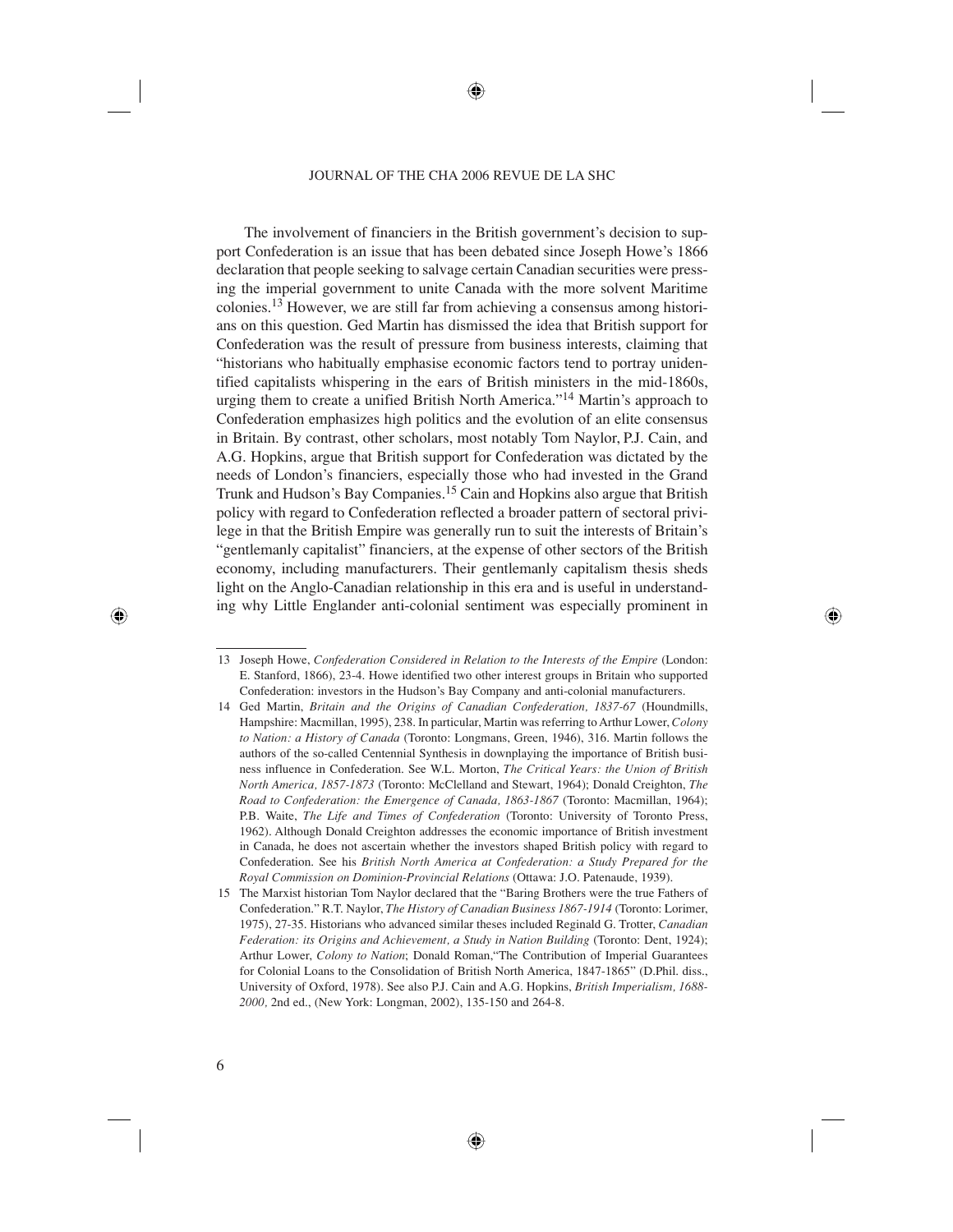The involvement of financiers in the British government's decision to support Confederation is an issue that has been debated since Joseph Howe's 1866 declaration that people seeking to salvage certain Canadian securities were pressing the imperial government to unite Canada with the more solvent Maritime colonies.[13] However, we are still far from achieving a consensus among historians on this question. Ged Martin has dismissed the idea that British support for Confederation was the result of pressure from business interests, claiming that "historians who habitually emphasise economic factors tend to portray unidentified capitalists whispering in the ears of British ministers in the mid-1860s, urging them to create a unified British North America."[14] Martin's approach to Confederation emphasizes high politics and the evolution of an elite consensus in Britain. By contrast, other scholars, most notably Tom Naylor, P.J. Cain, and A.G. Hopkins, argue that British support for Confederation was dictated by the needs of London's financiers, especially those who had invested in the Grand Trunk and Hudson's Bay Companies.[15] Cain and Hopkins also argue that British policy with regard to Confederation reflected a broader pattern of sectoral privilege in that the British Empire was generally run to suit the interests of Britain's "gentlemanly capitalist" financiers, at the expense of other sectors of the British economy, including manufacturers. Their gentlemanly capitalism thesis sheds light on the Anglo-Canadian relationship in this era and is useful in understanding why Little Englander anti-colonial sentiment was especially prominent in

13 Joseph Howe, *Confederation Considered in Relation to the Interests of the Empire* (London: E. Stanford, 1866), 23-4. Howe identified two other interest groups in Britain who supported Confederation: investors in the Hudson's Bay Company and anti-colonial manufacturers.

14 Ged Martin, *Britain and the Origins of Canadian Confederation, 1837-67* (Houndmills, Hampshire: Macmillan, 1995), 238. In particular, Martin was referring to Arthur Lower, *Colony to Nation: a History of Canada* (Toronto: Longmans, Green, 1946), 316. Martin follows the authors of the so-called Centennial Synthesis in downplaying the importance of British business influence in Confederation. See W.L. Morton, *The Critical Years: the Union of British North America, 1857-1873* (Toronto: McClelland and Stewart, 1964); Donald Creighton, *The Road to Confederation: the Emergence of Canada, 1863-1867* (Toronto: Macmillan, 1964); P.B. Waite, *The Life and Times of Confederation* (Toronto: University of Toronto Press, 1962). Although Donald Creighton addresses the economic importance of British investment in Canada, he does not ascertain whether the investors shaped British policy with regard to Confederation. See his *British North America at Confederation: a Study Prepared for the Royal Commission on Dominion-Provincial Relations* (Ottawa: J.O. Patenaude, 1939).

15 The Marxist historian Tom Naylor declared that the "Baring Brothers were the true Fathers of Confederation." R.T. Naylor, *The History of Canadian Business 1867-1914* (Toronto: Lorimer, 1975), 27-35. Historians who advanced similar theses included Reginald G. Trotter, *Canadian Federation: its Origins and Achievement, a Study in Nation Building* (Toronto: Dent, 1924); Arthur Lower, *Colony to Nation*; Donald Roman,"The Contribution of Imperial Guarantees for Colonial Loans to the Consolidation of British North America, 1847-1865" (D.Phil. diss., University of Oxford, 1978). See also P.J. Cain and A.G. Hopkins, *British Imperialism, 1688-2000,* 2nd ed., (New York: Longman, 2002), 135-150 and 264-8.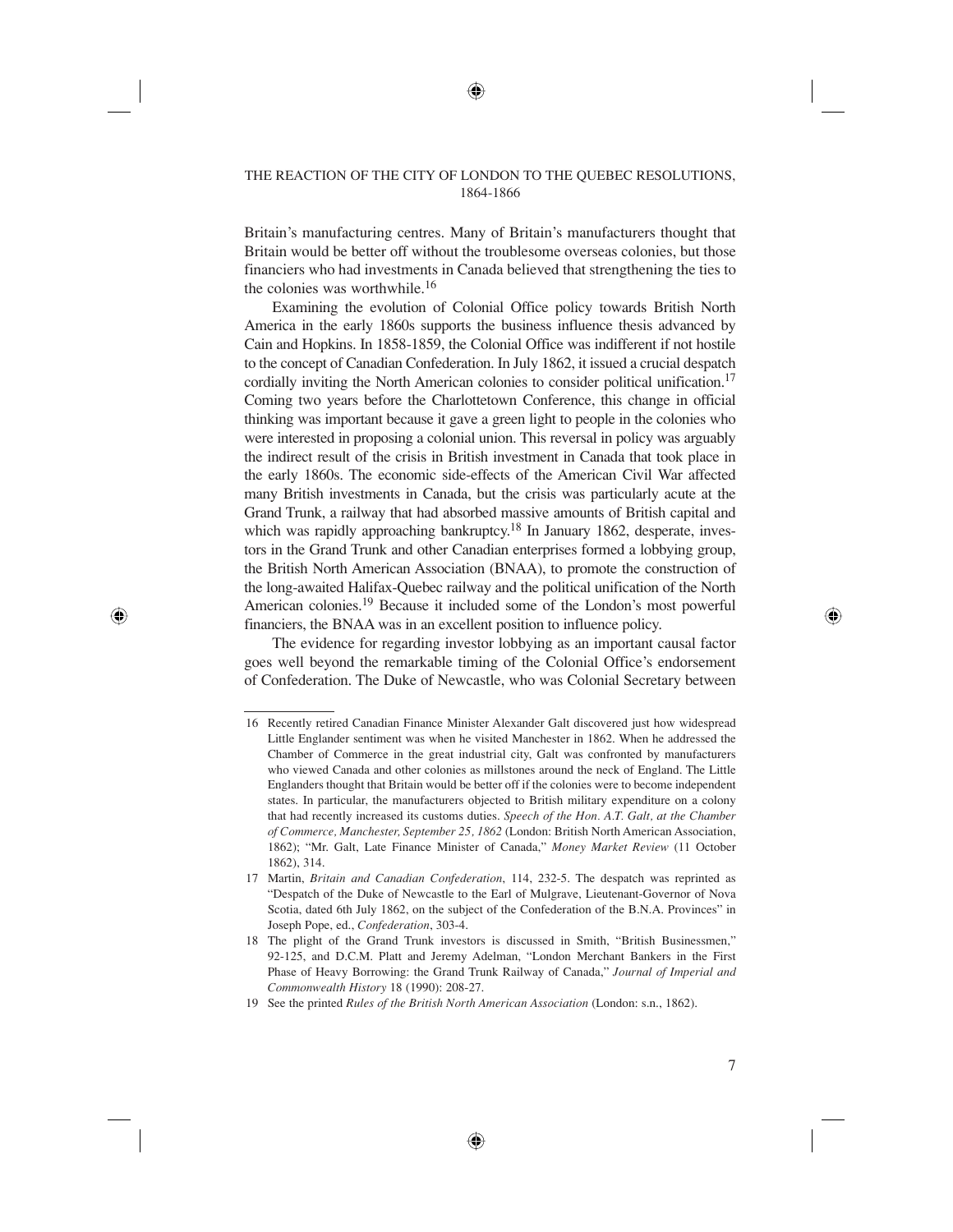Britain's manufacturing centres. Many of Britain's manufacturers thought that Britain would be better off without the troublesome overseas colonies, but those financiers who had investments in Canada believed that strengthening the ties to the colonies was worthwhile.[16]

Examining the evolution of Colonial Office policy towards British North America in the early 1860s supports the business influence thesis advanced by Cain and Hopkins. In 1858-1859, the Colonial Office was indifferent if not hostile to the concept of Canadian Confederation. In July 1862, it issued a crucial despatch cordially inviting the North American colonies to consider political unification.[17] Coming two years before the Charlottetown Conference, this change in official thinking was important because it gave a green light to people in the colonies who were interested in proposing a colonial union. This reversal in policy was arguably the indirect result of the crisis in British investment in Canada that took place in the early 1860s. The economic side-effects of the American Civil War affected many British investments in Canada, but the crisis was particularly acute at the Grand Trunk, a railway that had absorbed massive amounts of British capital and which was rapidly approaching bankruptcy.[18] In January 1862, desperate, investors in the Grand Trunk and other Canadian enterprises formed a lobbying group, the British North American Association (BNAA), to promote the construction of the long-awaited Halifax-Quebec railway and the political unification of the North American colonies.[19] Because it included some of the London's most powerful financiers, the BNAA was in an excellent position to influence policy.

The evidence for regarding investor lobbying as an important causal factor goes well beyond the remarkable timing of the Colonial Office's endorsement of Confederation. The Duke of Newcastle, who was Colonial Secretary between

---

16 Recently retired Canadian Finance Minister Alexander Galt discovered just how widespread Little Englander sentiment was when he visited Manchester in 1862. When he addressed the Chamber of Commerce in the great industrial city, Galt was confronted by manufacturers who viewed Canada and other colonies as millstones around the neck of England. The Little Englanders thought that Britain would be better off if the colonies were to become independent states. In particular, the manufacturers objected to British military expenditure on a colony that had recently increased its customs duties. *Speech of the Hon. A.T. Galt, at the Chamber of Commerce, Manchester, September 25, 1862* (London: British North American Association, 1862); "Mr. Galt, Late Finance Minister of Canada," *Money Market Review* (11 October 1862), 314.

17 Martin, *Britain and Canadian Confederation*, 114, 232-5. The despatch was reprinted as "Despatch of the Duke of Newcastle to the Earl of Mulgrave, Lieutenant-Governor of Nova Scotia, dated 6th July 1862, on the subject of the Confederation of the B.N.A. Provinces" in Joseph Pope, ed., *Confederation*, 303-4.

18 The plight of the Grand Trunk investors is discussed in Smith, "British Businessmen," 92-125, and D.C.M. Platt and Jeremy Adelman, "London Merchant Bankers in the First Phase of Heavy Borrowing: the Grand Trunk Railway of Canada," *Journal of Imperial and Commonwealth History* 18 (1990): 208-27.

19 See the printed *Rules of the British North American Association* (London: s.n., 1862).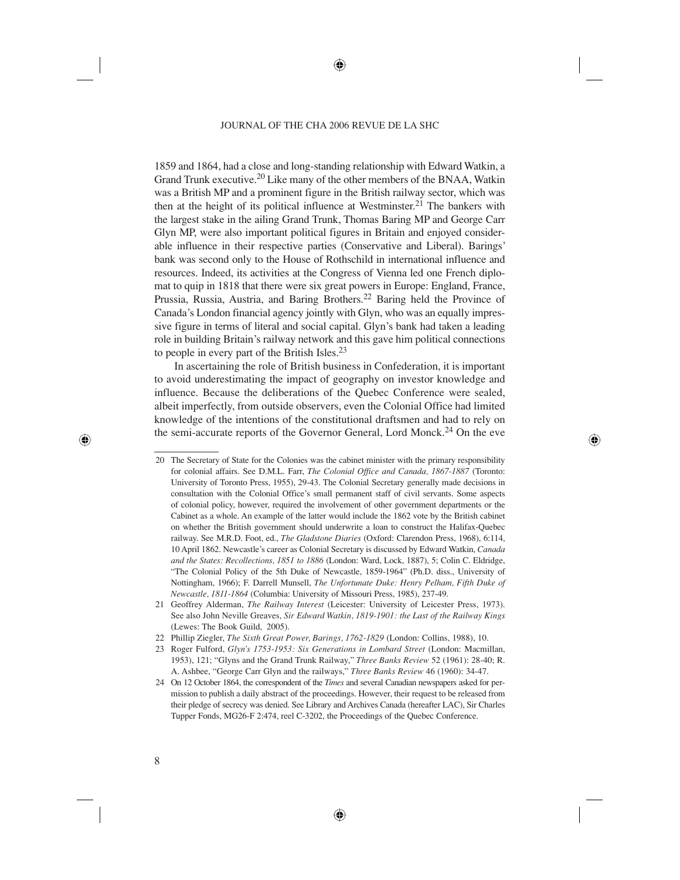1859 and 1864, had a close and long-standing relationship with Edward Watkin, a Grand Trunk executive.[20] Like many of the other members of the BNAA, Watkin was a British MP and a prominent figure in the British railway sector, which was then at the height of its political influence at Westminster.[21] The bankers with the largest stake in the ailing Grand Trunk, Thomas Baring MP and George Carr Glyn MP, were also important political figures in Britain and enjoyed considerable influence in their respective parties (Conservative and Liberal). Barings' bank was second only to the House of Rothschild in international influence and resources. Indeed, its activities at the Congress of Vienna led one French diplomat to quip in 1818 that there were six great powers in Europe: England, France, Prussia, Russia, Austria, and Baring Brothers.[22] Baring held the Province of Canada's London financial agency jointly with Glyn, who was an equally impressive figure in terms of literal and social capital. Glyn's bank had taken a leading role in building Britain's railway network and this gave him political connections to people in every part of the British Isles.[23]

In ascertaining the role of British business in Confederation, it is important to avoid underestimating the impact of geography on investor knowledge and influence. Because the deliberations of the Quebec Conference were sealed, albeit imperfectly, from outside observers, even the Colonial Office had limited knowledge of the intentions of the constitutional draftsmen and had to rely on the semi-accurate reports of the Governor General, Lord Monck.[24] On the eve

---

20 The Secretary of State for the Colonies was the cabinet minister with the primary responsibility for colonial affairs. See D.M.L. Farr, *The Colonial Office and Canada, 1867-1887* (Toronto: University of Toronto Press, 1955), 29-43. The Colonial Secretary generally made decisions in consultation with the Colonial Office's small permanent staff of civil servants. Some aspects of colonial policy, however, required the involvement of other government departments or the Cabinet as a whole. An example of the latter would include the 1862 vote by the British cabinet on whether the British government should underwrite a loan to construct the Halifax-Quebec railway. See M.R.D. Foot, ed., *The Gladstone Diaries* (Oxford: Clarendon Press, 1968), 6:114, 10 April 1862. Newcastle's career as Colonial Secretary is discussed by Edward Watkin, *Canada and the States: Recollections, 1851 to 1886* (London: Ward, Lock, 1887), 5; Colin C. Eldridge, "The Colonial Policy of the 5th Duke of Newcastle, 1859-1964" (Ph.D. diss., University of Nottingham, 1966); F. Darrell Munsell, *The Unfortunate Duke: Henry Pelham, Fifth Duke of Newcastle, 1811-1864* (Columbia: University of Missouri Press, 1985), 237-49.

21 Geoffrey Alderman, *The Railway Interest* (Leicester: University of Leicester Press, 1973). See also John Neville Greaves, *Sir Edward Watkin, 1819-1901: the Last of the Railway Kings* (Lewes: The Book Guild, 2005).

22 Phillip Ziegler, *The Sixth Great Power, Barings, 1762-1829* (London: Collins, 1988), 10.

23 Roger Fulford, *Glyn's 1753-1953: Six Generations in Lombard Street* (London: Macmillan, 1953), 121; "Glyns and the Grand Trunk Railway," *Three Banks Review* 52 (1961): 28-40; R. A. Ashbee, "George Carr Glyn and the railways," *Three Banks Review* 46 (1960): 34-47.

24 On 12 October 1864, the correspondent of the *Times* and several Canadian newspapers asked for permission to publish a daily abstract of the proceedings. However, their request to be released from their pledge of secrecy was denied. See Library and Archives Canada (hereafter LAC), Sir Charles Tupper Fonds, MG26-F 2:474, reel C-3202, the Proceedings of the Quebec Conference.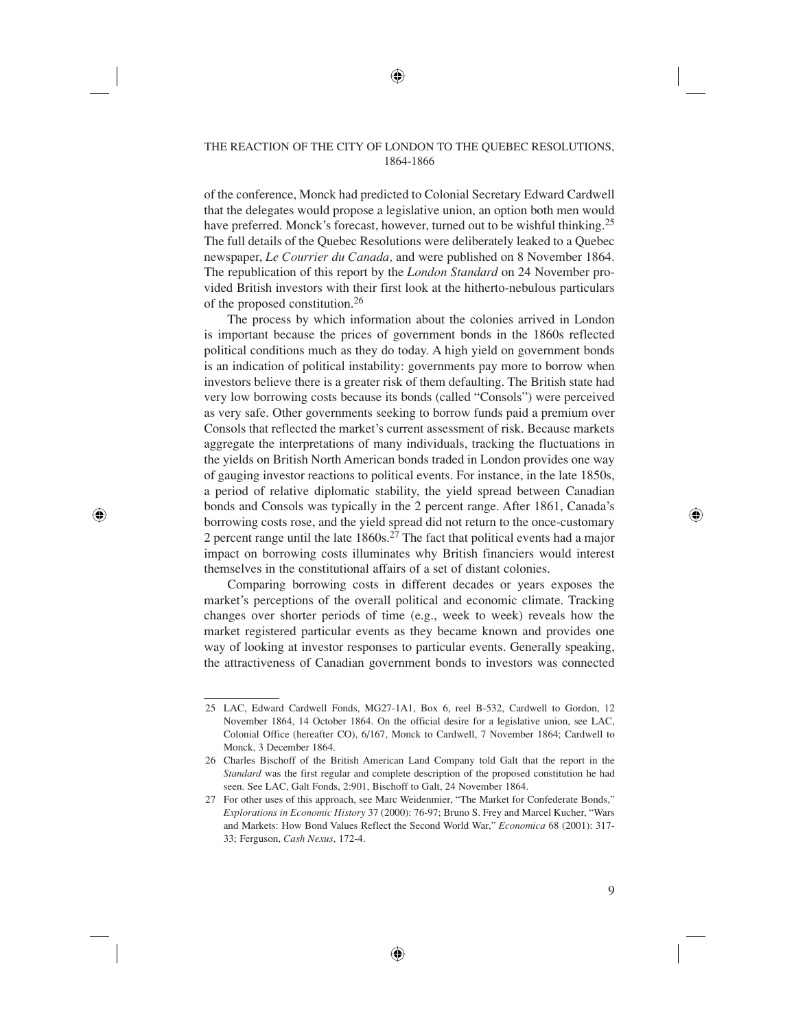of the conference, Monck had predicted to Colonial Secretary Edward Cardwell that the delegates would propose a legislative union, an option both men would have preferred. Monck's forecast, however, turned out to be wishful thinking.[25] The full details of the Quebec Resolutions were deliberately leaked to a Quebec newspaper, *Le Courrier du Canada,* and were published on 8 November 1864. The republication of this report by the *London Standard* on 24 November provided British investors with their first look at the hitherto-nebulous particulars of the proposed constitution.[26]

The process by which information about the colonies arrived in London is important because the prices of government bonds in the 1860s reflected political conditions much as they do today. A high yield on government bonds is an indication of political instability: governments pay more to borrow when investors believe there is a greater risk of them defaulting. The British state had very low borrowing costs because its bonds (called "Consols") were perceived as very safe. Other governments seeking to borrow funds paid a premium over Consols that reflected the market's current assessment of risk. Because markets aggregate the interpretations of many individuals, tracking the fluctuations in the yields on British North American bonds traded in London provides one way of gauging investor reactions to political events. For instance, in the late 1850s, a period of relative diplomatic stability, the yield spread between Canadian bonds and Consols was typically in the 2 percent range. After 1861, Canada's borrowing costs rose, and the yield spread did not return to the once-customary 2 percent range until the late 1860s.[27] The fact that political events had a major impact on borrowing costs illuminates why British financiers would interest themselves in the constitutional affairs of a set of distant colonies.

Comparing borrowing costs in different decades or years exposes the market's perceptions of the overall political and economic climate. Tracking changes over shorter periods of time (e.g., week to week) reveals how the market registered particular events as they became known and provides one way of looking at investor responses to particular events. Generally speaking, the attractiveness of Canadian government bonds to investors was connected

---

25 LAC, Edward Cardwell Fonds, MG27-1A1, Box 6, reel B-532, Cardwell to Gordon, 12 November 1864, 14 October 1864. On the official desire for a legislative union, see LAC, Colonial Office (hereafter CO), 6/167, Monck to Cardwell, 7 November 1864; Cardwell to Monck, 3 December 1864.

26 Charles Bischoff of the British American Land Company told Galt that the report in the *Standard* was the first regular and complete description of the proposed constitution he had seen. See LAC, Galt Fonds, 2:901, Bischoff to Galt, 24 November 1864.

27 For other uses of this approach, see Marc Weidenmier, "The Market for Confederate Bonds," *Explorations in Economic History* 37 (2000): 76-97; Bruno S. Frey and Marcel Kucher, "Wars and Markets: How Bond Values Reflect the Second World War," *Economica* 68 (2001): 317-33; Ferguson, *Cash Nexus,* 172-4.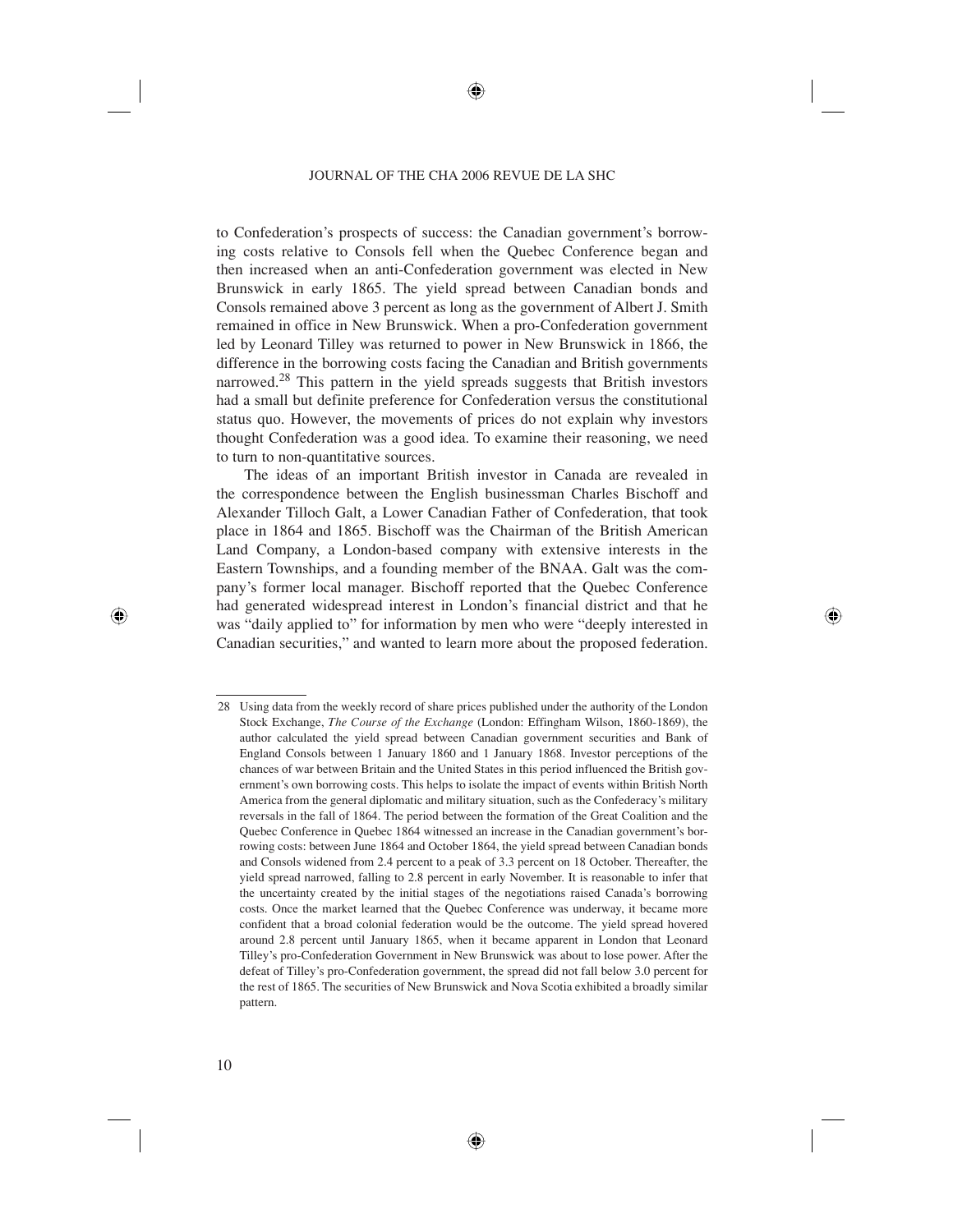to Confederation's prospects of success: the Canadian government's borrowing costs relative to Consols fell when the Quebec Conference began and then increased when an anti-Confederation government was elected in New Brunswick in early 1865. The yield spread between Canadian bonds and Consols remained above 3 percent as long as the government of Albert J. Smith remained in office in New Brunswick. When a pro-Confederation government led by Leonard Tilley was returned to power in New Brunswick in 1866, the difference in the borrowing costs facing the Canadian and British governments narrowed.[28] This pattern in the yield spreads suggests that British investors had a small but definite preference for Confederation versus the constitutional status quo. However, the movements of prices do not explain why investors thought Confederation was a good idea. To examine their reasoning, we need to turn to non-quantitative sources.

The ideas of an important British investor in Canada are revealed in the correspondence between the English businessman Charles Bischoff and Alexander Tilloch Galt, a Lower Canadian Father of Confederation, that took place in 1864 and 1865. Bischoff was the Chairman of the British American Land Company, a London-based company with extensive interests in the Eastern Townships, and a founding member of the BNAA. Galt was the company's former local manager. Bischoff reported that the Quebec Conference had generated widespread interest in London's financial district and that he was "daily applied to" for information by men who were "deeply interested in Canadian securities," and wanted to learn more about the proposed federation.

---

28 Using data from the weekly record of share prices published under the authority of the London Stock Exchange, *The Course of the Exchange* (London: Effingham Wilson, 1860-1869), the author calculated the yield spread between Canadian government securities and Bank of England Consols between 1 January 1860 and 1 January 1868. Investor perceptions of the chances of war between Britain and the United States in this period influenced the British government's own borrowing costs. This helps to isolate the impact of events within British North America from the general diplomatic and military situation, such as the Confederacy's military reversals in the fall of 1864. The period between the formation of the Great Coalition and the Quebec Conference in Quebec 1864 witnessed an increase in the Canadian government's borrowing costs: between June 1864 and October 1864, the yield spread between Canadian bonds and Consols widened from 2.4 percent to a peak of 3.3 percent on 18 October. Thereafter, the yield spread narrowed, falling to 2.8 percent in early November. It is reasonable to infer that the uncertainty created by the initial stages of the negotiations raised Canada's borrowing costs. Once the market learned that the Quebec Conference was underway, it became more confident that a broad colonial federation would be the outcome. The yield spread hovered around 2.8 percent until January 1865, when it became apparent in London that Leonard Tilley's pro-Confederation Government in New Brunswick was about to lose power. After the defeat of Tilley's pro-Confederation government, the spread did not fall below 3.0 percent for the rest of 1865. The securities of New Brunswick and Nova Scotia exhibited a broadly similar pattern.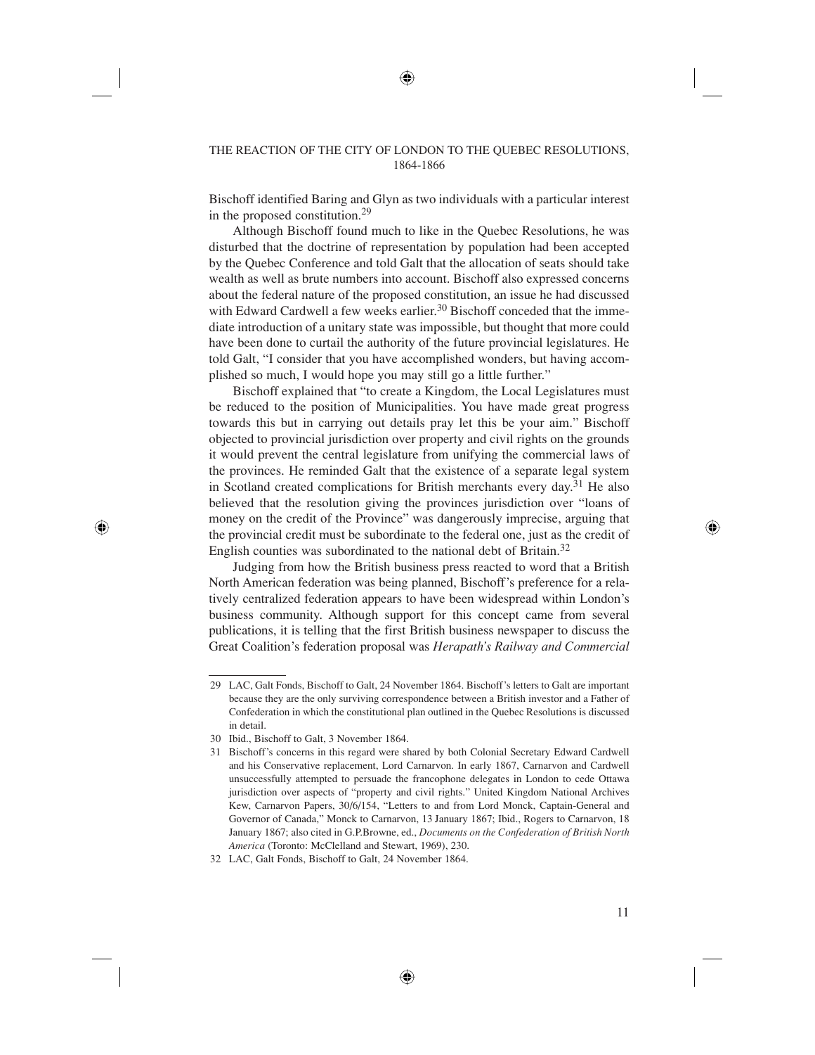Bischoff identified Baring and Glyn as two individuals with a particular interest in the proposed constitution.[29]

Although Bischoff found much to like in the Quebec Resolutions, he was disturbed that the doctrine of representation by population had been accepted by the Quebec Conference and told Galt that the allocation of seats should take wealth as well as brute numbers into account. Bischoff also expressed concerns about the federal nature of the proposed constitution, an issue he had discussed with Edward Cardwell a few weeks earlier.[30] Bischoff conceded that the immediate introduction of a unitary state was impossible, but thought that more could have been done to curtail the authority of the future provincial legislatures. He told Galt, "I consider that you have accomplished wonders, but having accomplished so much, I would hope you may still go a little further."

Bischoff explained that "to create a Kingdom, the Local Legislatures must be reduced to the position of Municipalities. You have made great progress towards this but in carrying out details pray let this be your aim." Bischoff objected to provincial jurisdiction over property and civil rights on the grounds it would prevent the central legislature from unifying the commercial laws of the provinces. He reminded Galt that the existence of a separate legal system in Scotland created complications for British merchants every day.[31] He also believed that the resolution giving the provinces jurisdiction over "loans of money on the credit of the Province" was dangerously imprecise, arguing that the provincial credit must be subordinate to the federal one, just as the credit of English counties was subordinated to the national debt of Britain.[32]

Judging from how the British business press reacted to word that a British North American federation was being planned, Bischoff's preference for a relatively centralized federation appears to have been widespread within London's business community. Although support for this concept came from several publications, it is telling that the first British business newspaper to discuss the Great Coalition's federation proposal was *Herapath's Railway and Commercial*

---

29 LAC, Galt Fonds, Bischoff to Galt, 24 November 1864. Bischoff's letters to Galt are important because they are the only surviving correspondence between a British investor and a Father of Confederation in which the constitutional plan outlined in the Quebec Resolutions is discussed in detail.

30 Ibid., Bischoff to Galt, 3 November 1864.

31 Bischoff's concerns in this regard were shared by both Colonial Secretary Edward Cardwell and his Conservative replacement, Lord Carnarvon. In early 1867, Carnarvon and Cardwell unsuccessfully attempted to persuade the francophone delegates in London to cede Ottawa jurisdiction over aspects of "property and civil rights." United Kingdom National Archives Kew, Carnarvon Papers, 30/6/154, "Letters to and from Lord Monck, Captain-General and Governor of Canada," Monck to Carnarvon, 13 January 1867; Ibid., Rogers to Carnarvon, 18 January 1867; also cited in G.P.Browne, ed., *Documents on the Confederation of British North America* (Toronto: McClelland and Stewart, 1969), 230.

32 LAC, Galt Fonds, Bischoff to Galt, 24 November 1864.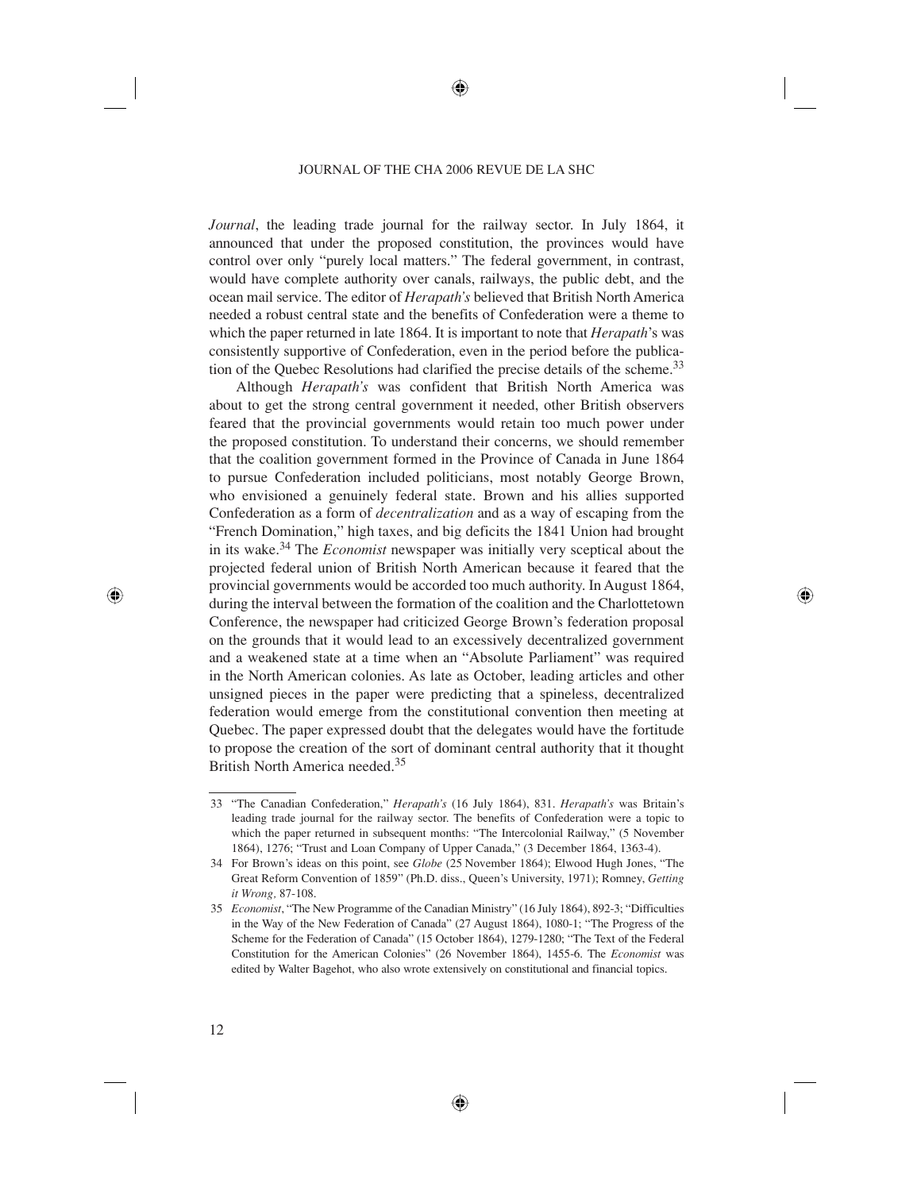*Journal*, the leading trade journal for the railway sector. In July 1864, it announced that under the proposed constitution, the provinces would have control over only "purely local matters." The federal government, in contrast, would have complete authority over canals, railways, the public debt, and the ocean mail service. The editor of *Herapath's* believed that British North America needed a robust central state and the benefits of Confederation were a theme to which the paper returned in late 1864. It is important to note that *Herapath*'s was consistently supportive of Confederation, even in the period before the publication of the Quebec Resolutions had clarified the precise details of the scheme.[33]

Although *Herapath's* was confident that British North America was about to get the strong central government it needed, other British observers feared that the provincial governments would retain too much power under the proposed constitution. To understand their concerns, we should remember that the coalition government formed in the Province of Canada in June 1864 to pursue Confederation included politicians, most notably George Brown, who envisioned a genuinely federal state. Brown and his allies supported Confederation as a form of *decentralization* and as a way of escaping from the "French Domination," high taxes, and big deficits the 1841 Union had brought in its wake.[34] The *Economist* newspaper was initially very sceptical about the projected federal union of British North American because it feared that the provincial governments would be accorded too much authority. In August 1864, during the interval between the formation of the coalition and the Charlottetown Conference, the newspaper had criticized George Brown's federation proposal on the grounds that it would lead to an excessively decentralized government and a weakened state at a time when an "Absolute Parliament" was required in the North American colonies. As late as October, leading articles and other unsigned pieces in the paper were predicting that a spineless, decentralized federation would emerge from the constitutional convention then meeting at Quebec. The paper expressed doubt that the delegates would have the fortitude to propose the creation of the sort of dominant central authority that it thought British North America needed.[35]

---

33 "The Canadian Confederation," *Herapath's* (16 July 1864), 831. *Herapath's* was Britain's leading trade journal for the railway sector. The benefits of Confederation were a topic to which the paper returned in subsequent months: "The Intercolonial Railway," (5 November 1864), 1276; "Trust and Loan Company of Upper Canada," (3 December 1864, 1363-4).

34 For Brown's ideas on this point, see *Globe* (25 November 1864); Elwood Hugh Jones, "The Great Reform Convention of 1859" (Ph.D. diss., Queen's University, 1971); Romney, *Getting it Wrong,* 87-108.

35 *Economist*, "The New Programme of the Canadian Ministry" (16 July 1864), 892-3; "Difficulties in the Way of the New Federation of Canada" (27 August 1864), 1080-1; "The Progress of the Scheme for the Federation of Canada" (15 October 1864), 1279-1280; "The Text of the Federal Constitution for the American Colonies" (26 November 1864), 1455-6. The *Economist* was edited by Walter Bagehot, who also wrote extensively on constitutional and financial topics.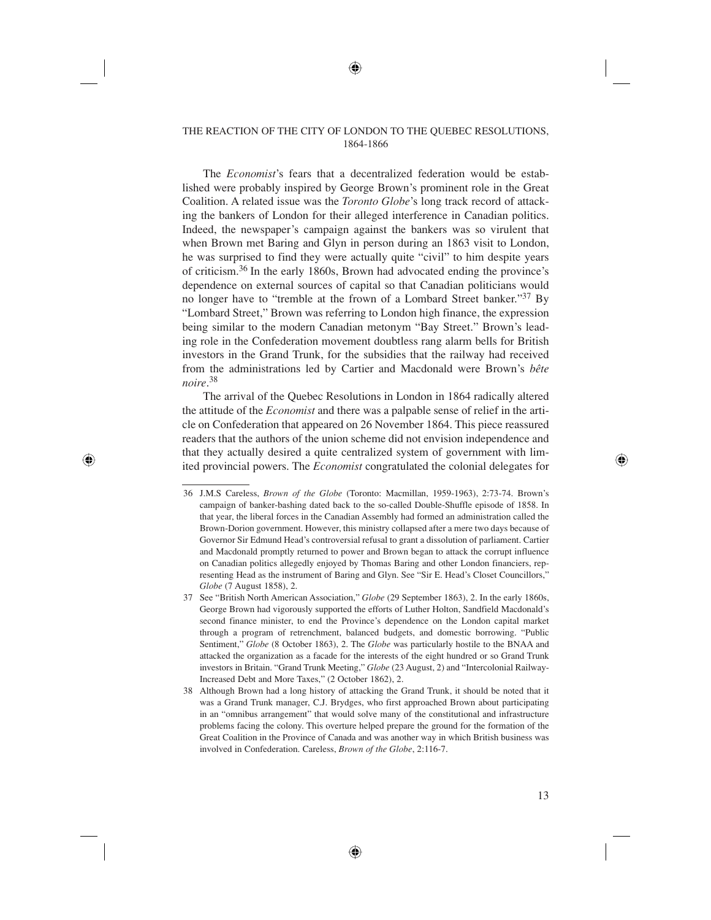The *Economist*'s fears that a decentralized federation would be established were probably inspired by George Brown's prominent role in the Great Coalition. A related issue was the *Toronto Globe*'s long track record of attacking the bankers of London for their alleged interference in Canadian politics. Indeed, the newspaper's campaign against the bankers was so virulent that when Brown met Baring and Glyn in person during an 1863 visit to London, he was surprised to find they were actually quite "civil" to him despite years of criticism.[36] In the early 1860s, Brown had advocated ending the province's dependence on external sources of capital so that Canadian politicians would no longer have to "tremble at the frown of a Lombard Street banker."[37] By "Lombard Street," Brown was referring to London high finance, the expression being similar to the modern Canadian metonym "Bay Street." Brown's leading role in the Confederation movement doubtless rang alarm bells for British investors in the Grand Trunk, for the subsidies that the railway had received from the administrations led by Cartier and Macdonald were Brown's *bête noire*.[38]

The arrival of the Quebec Resolutions in London in 1864 radically altered the attitude of the *Economist* and there was a palpable sense of relief in the article on Confederation that appeared on 26 November 1864. This piece reassured readers that the authors of the union scheme did not envision independence and that they actually desired a quite centralized system of government with limited provincial powers. The *Economist* congratulated the colonial delegates for

---

36 J.M.S Careless, *Brown of the Globe* (Toronto: Macmillan, 1959-1963), 2:73-74. Brown's campaign of banker-bashing dated back to the so-called Double-Shuffle episode of 1858. In that year, the liberal forces in the Canadian Assembly had formed an administration called the Brown-Dorion government. However, this ministry collapsed after a mere two days because of Governor Sir Edmund Head's controversial refusal to grant a dissolution of parliament. Cartier and Macdonald promptly returned to power and Brown began to attack the corrupt influence on Canadian politics allegedly enjoyed by Thomas Baring and other London financiers, representing Head as the instrument of Baring and Glyn. See "Sir E. Head's Closet Councillors," *Globe* (7 August 1858), 2.

37 See "British North American Association," *Globe* (29 September 1863), 2. In the early 1860s, George Brown had vigorously supported the efforts of Luther Holton, Sandfield Macdonald's second finance minister, to end the Province's dependence on the London capital market through a program of retrenchment, balanced budgets, and domestic borrowing. "Public Sentiment," *Globe* (8 October 1863), 2. The *Globe* was particularly hostile to the BNAA and attacked the organization as a facade for the interests of the eight hundred or so Grand Trunk investors in Britain. "Grand Trunk Meeting," *Globe* (23 August, 2) and "Intercolonial Railway-Increased Debt and More Taxes," (2 October 1862), 2.

38 Although Brown had a long history of attacking the Grand Trunk, it should be noted that it was a Grand Trunk manager, C.J. Brydges, who first approached Brown about participating in an "omnibus arrangement" that would solve many of the constitutional and infrastructure problems facing the colony. This overture helped prepare the ground for the formation of the Great Coalition in the Province of Canada and was another way in which British business was involved in Confederation. Careless, *Brown of the Globe*, 2:116-7.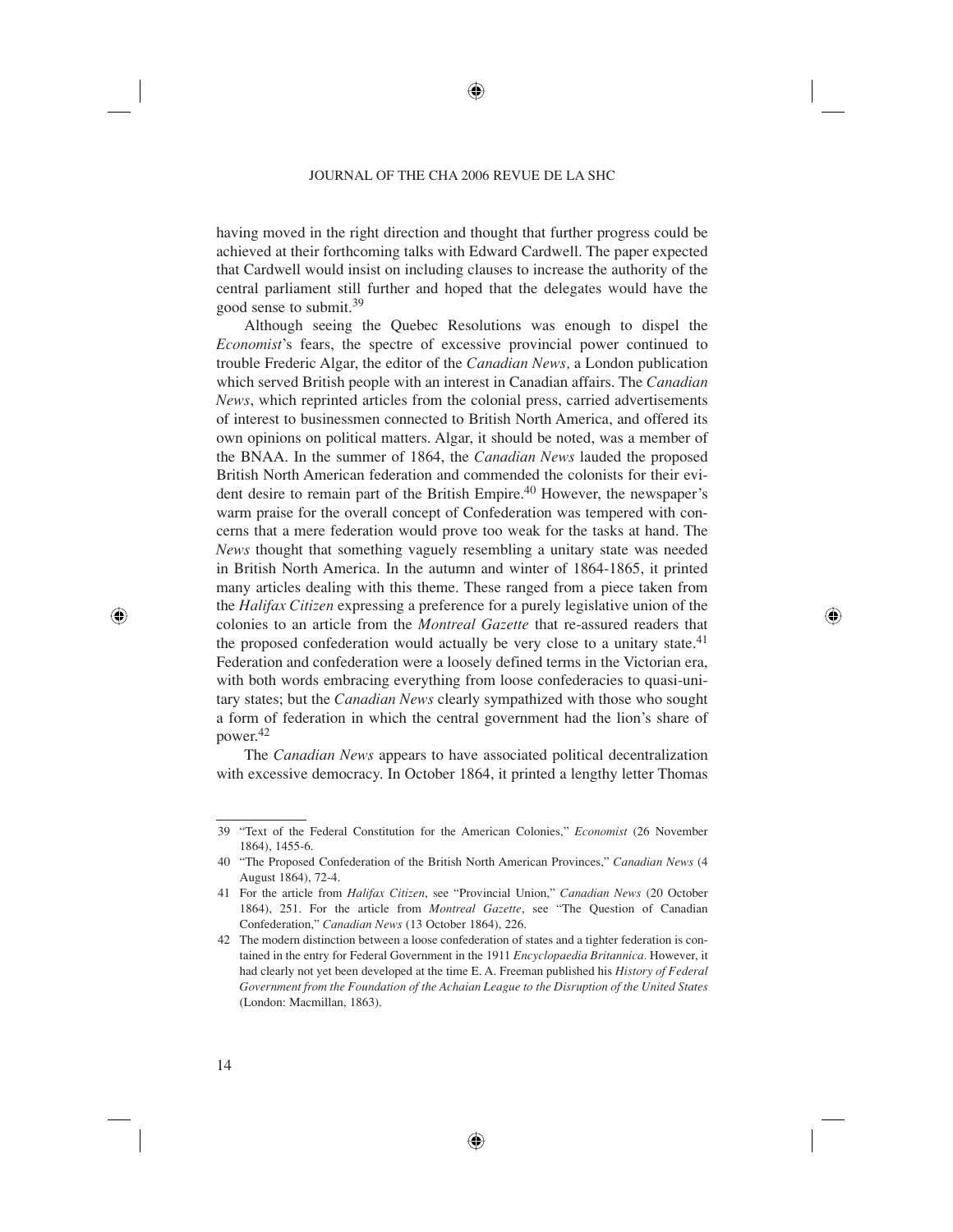having moved in the right direction and thought that further progress could be achieved at their forthcoming talks with Edward Cardwell. The paper expected that Cardwell would insist on including clauses to increase the authority of the central parliament still further and hoped that the delegates would have the good sense to submit.[39]

Although seeing the Quebec Resolutions was enough to dispel the *Economist*'s fears, the spectre of excessive provincial power continued to trouble Frederic Algar, the editor of the *Canadian News,* a London publication which served British people with an interest in Canadian affairs. The *Canadian News*, which reprinted articles from the colonial press, carried advertisements of interest to businessmen connected to British North America, and offered its own opinions on political matters. Algar, it should be noted, was a member of the BNAA. In the summer of 1864, the *Canadian News* lauded the proposed British North American federation and commended the colonists for their evident desire to remain part of the British Empire.[40] However, the newspaper's warm praise for the overall concept of Confederation was tempered with concerns that a mere federation would prove too weak for the tasks at hand. The *News* thought that something vaguely resembling a unitary state was needed in British North America. In the autumn and winter of 1864-1865, it printed many articles dealing with this theme. These ranged from a piece taken from the *Halifax Citizen* expressing a preference for a purely legislative union of the colonies to an article from the *Montreal Gazette* that re-assured readers that the proposed confederation would actually be very close to a unitary state.[41] Federation and confederation were a loosely defined terms in the Victorian era, with both words embracing everything from loose confederacies to quasi-unitary states; but the *Canadian News* clearly sympathized with those who sought a form of federation in which the central government had the lion's share of power.[42]

The *Canadian News* appears to have associated political decentralization with excessive democracy. In October 1864, it printed a lengthy letter Thomas

---

39 "Text of the Federal Constitution for the American Colonies," *Economist* (26 November 1864), 1455-6.

40 "The Proposed Confederation of the British North American Provinces," *Canadian News* (4 August 1864), 72-4.

41 For the article from *Halifax Citizen*, see "Provincial Union," *Canadian News* (20 October 1864), 251. For the article from *Montreal Gazette*, see "The Question of Canadian Confederation," *Canadian News* (13 October 1864), 226.

42 The modern distinction between a loose confederation of states and a tighter federation is contained in the entry for Federal Government in the 1911 *Encyclopaedia Britannica*. However, it had clearly not yet been developed at the time E. A. Freeman published his *History of Federal Government from the Foundation of the Achaian League to the Disruption of the United States* (London: Macmillan, 1863).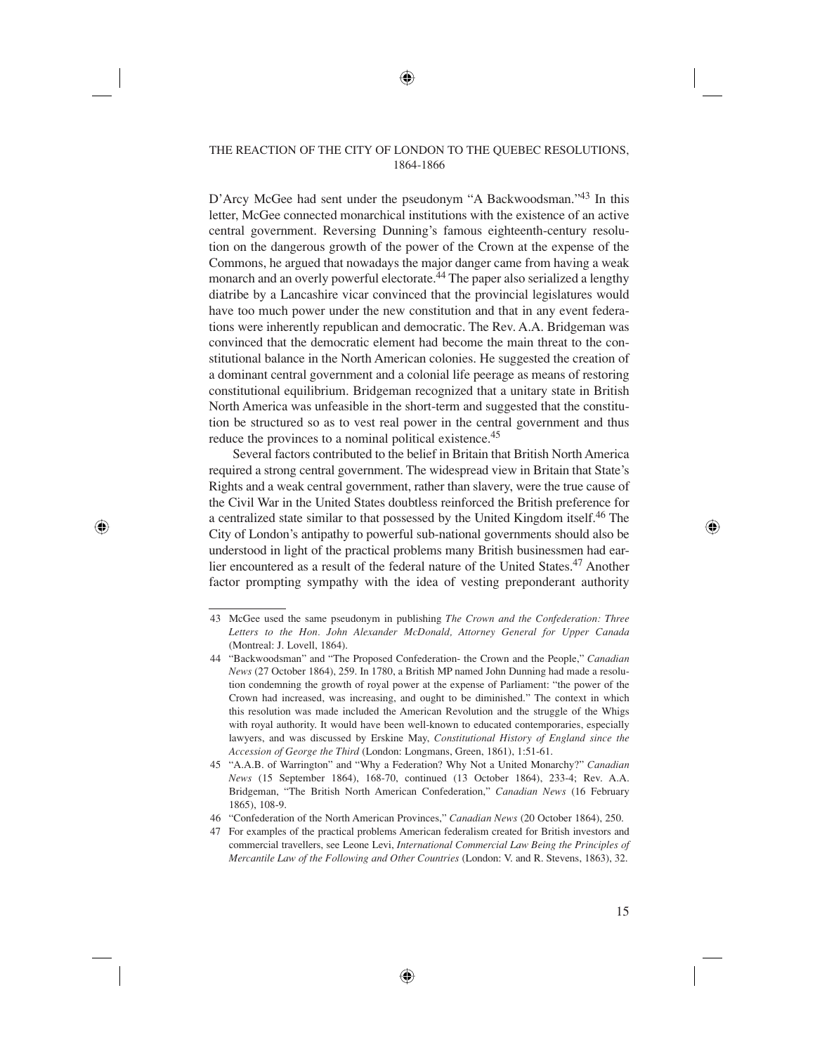D'Arcy McGee had sent under the pseudonym "A Backwoodsman."[43] In this letter, McGee connected monarchical institutions with the existence of an active central government. Reversing Dunning's famous eighteenth-century resolution on the dangerous growth of the power of the Crown at the expense of the Commons, he argued that nowadays the major danger came from having a weak monarch and an overly powerful electorate.[44] The paper also serialized a lengthy diatribe by a Lancashire vicar convinced that the provincial legislatures would have too much power under the new constitution and that in any event federations were inherently republican and democratic. The Rev. A.A. Bridgeman was convinced that the democratic element had become the main threat to the constitutional balance in the North American colonies. He suggested the creation of a dominant central government and a colonial life peerage as means of restoring constitutional equilibrium. Bridgeman recognized that a unitary state in British North America was unfeasible in the short-term and suggested that the constitution be structured so as to vest real power in the central government and thus reduce the provinces to a nominal political existence.[45]

Several factors contributed to the belief in Britain that British North America required a strong central government. The widespread view in Britain that State's Rights and a weak central government, rather than slavery, were the true cause of the Civil War in the United States doubtless reinforced the British preference for a centralized state similar to that possessed by the United Kingdom itself.[46] The City of London's antipathy to powerful sub-national governments should also be understood in light of the practical problems many British businessmen had earlier encountered as a result of the federal nature of the United States.[47] Another factor prompting sympathy with the idea of vesting preponderant authority

---

43 McGee used the same pseudonym in publishing *The Crown and the Confederation: Three Letters to the Hon. John Alexander McDonald, Attorney General for Upper Canada* (Montreal: J. Lovell, 1864).

44 "Backwoodsman" and "The Proposed Confederation- the Crown and the People," *Canadian News* (27 October 1864), 259. In 1780, a British MP named John Dunning had made a resolution condemning the growth of royal power at the expense of Parliament: "the power of the Crown had increased, was increasing, and ought to be diminished." The context in which this resolution was made included the American Revolution and the struggle of the Whigs with royal authority. It would have been well-known to educated contemporaries, especially lawyers, and was discussed by Erskine May, *Constitutional History of England since the Accession of George the Third* (London: Longmans, Green, 1861), 1:51-61.

45 "A.A.B. of Warrington" and "Why a Federation? Why Not a United Monarchy?" *Canadian News* (15 September 1864), 168-70, continued (13 October 1864), 233-4; Rev. A.A. Bridgeman, "The British North American Confederation," *Canadian News* (16 February 1865), 108-9.

46 "Confederation of the North American Provinces," *Canadian News* (20 October 1864), 250.

47 For examples of the practical problems American federalism created for British investors and commercial travellers, see Leone Levi, *International Commercial Law Being the Principles of Mercantile Law of the Following and Other Countries* (London: V. and R. Stevens, 1863), 32.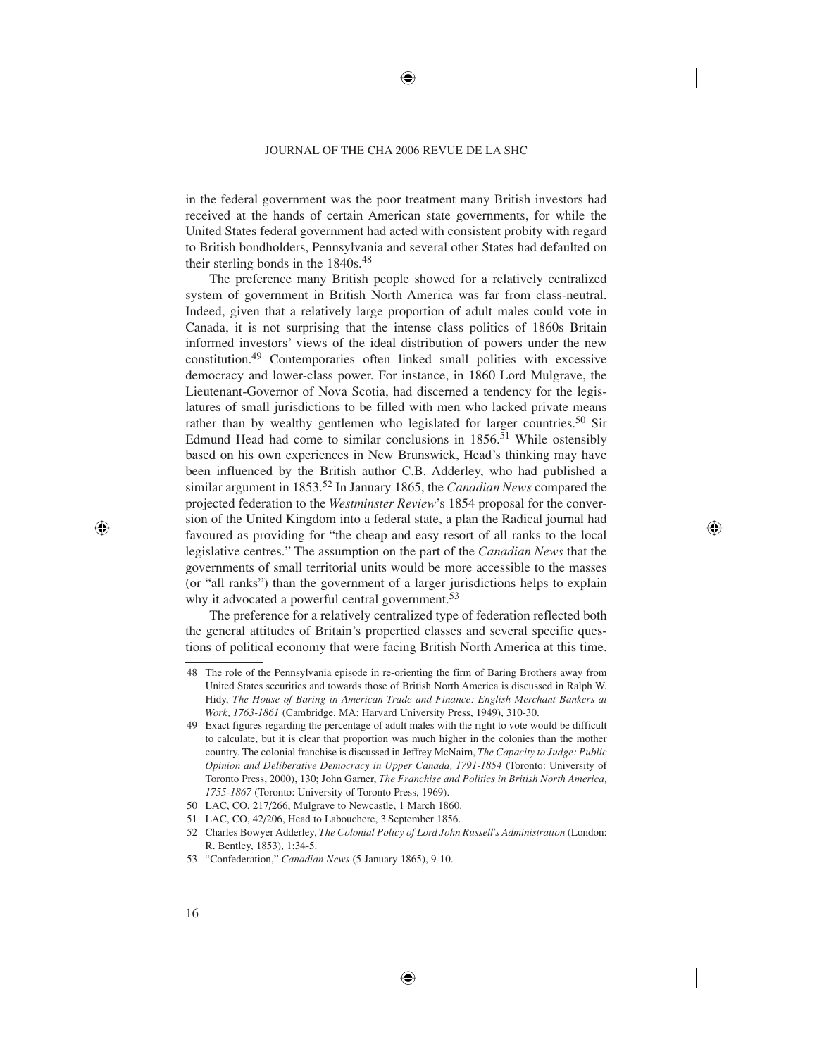in the federal government was the poor treatment many British investors had received at the hands of certain American state governments, for while the United States federal government had acted with consistent probity with regard to British bondholders, Pennsylvania and several other States had defaulted on their sterling bonds in the 1840s.[48]

The preference many British people showed for a relatively centralized system of government in British North America was far from class-neutral. Indeed, given that a relatively large proportion of adult males could vote in Canada, it is not surprising that the intense class politics of 1860s Britain informed investors' views of the ideal distribution of powers under the new constitution.[49] Contemporaries often linked small polities with excessive democracy and lower-class power. For instance, in 1860 Lord Mulgrave, the Lieutenant-Governor of Nova Scotia, had discerned a tendency for the legislatures of small jurisdictions to be filled with men who lacked private means rather than by wealthy gentlemen who legislated for larger countries.[50] Sir Edmund Head had come to similar conclusions in 1856.[51] While ostensibly based on his own experiences in New Brunswick, Head's thinking may have been influenced by the British author C.B. Adderley, who had published a similar argument in 1853.[52] In January 1865, the *Canadian News* compared the projected federation to the *Westminster Review*'s 1854 proposal for the conversion of the United Kingdom into a federal state, a plan the Radical journal had favoured as providing for "the cheap and easy resort of all ranks to the local legislative centres." The assumption on the part of the *Canadian News* that the governments of small territorial units would be more accessible to the masses (or "all ranks") than the government of a larger jurisdictions helps to explain why it advocated a powerful central government.[53]

The preference for a relatively centralized type of federation reflected both the general attitudes of Britain's propertied classes and several specific questions of political economy that were facing British North America at this time.

---

48 The role of the Pennsylvania episode in re-orienting the firm of Baring Brothers away from United States securities and towards those of British North America is discussed in Ralph W. Hidy, *The House of Baring in American Trade and Finance: English Merchant Bankers at Work, 1763-1861* (Cambridge, MA: Harvard University Press, 1949), 310-30.

49 Exact figures regarding the percentage of adult males with the right to vote would be difficult to calculate, but it is clear that proportion was much higher in the colonies than the mother country. The colonial franchise is discussed in Jeffrey McNairn, *The Capacity to Judge: Public Opinion and Deliberative Democracy in Upper Canada, 1791-1854* (Toronto: University of Toronto Press, 2000), 130; John Garner, *The Franchise and Politics in British North America, 1755-1867* (Toronto: University of Toronto Press, 1969).

50 LAC, CO, 217/266, Mulgrave to Newcastle, 1 March 1860.

51 LAC, CO, 42/206, Head to Labouchere, 3 September 1856.

52 Charles Bowyer Adderley, *The Colonial Policy of Lord John Russell's Administration* (London: R. Bentley, 1853), 1:34-5.

53 "Confederation," *Canadian News* (5 January 1865), 9-10.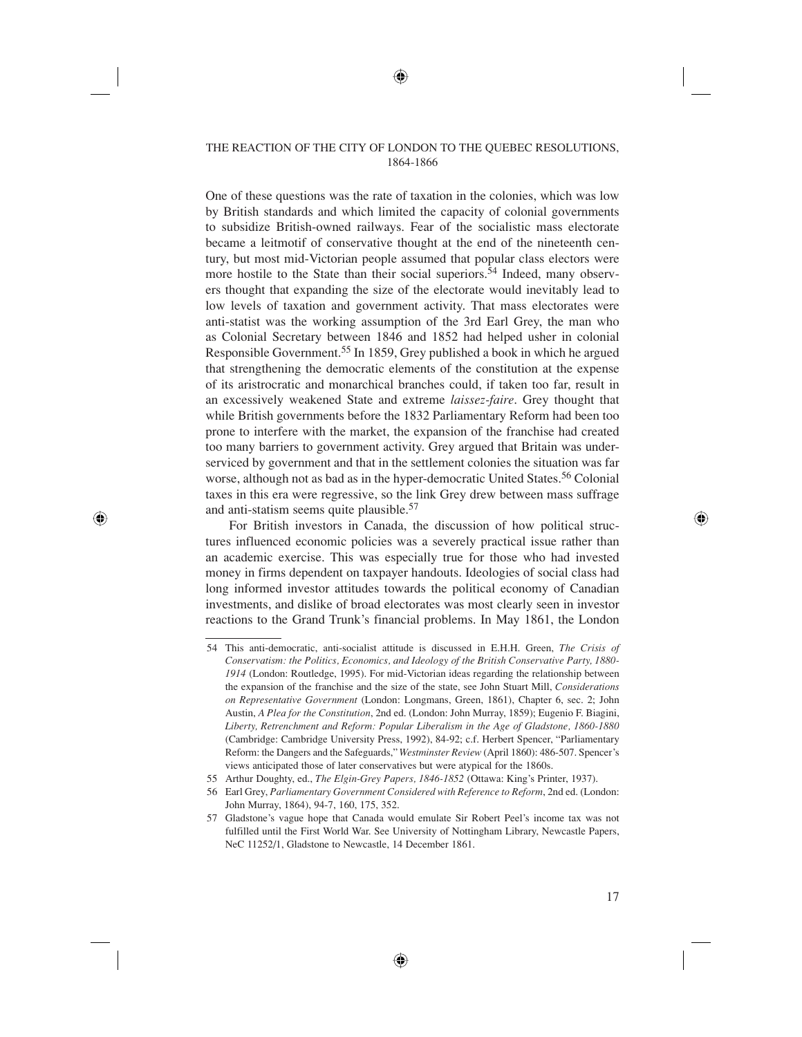One of these questions was the rate of taxation in the colonies, which was low by British standards and which limited the capacity of colonial governments to subsidize British-owned railways. Fear of the socialistic mass electorate became a leitmotif of conservative thought at the end of the nineteenth century, but most mid-Victorian people assumed that popular class electors were more hostile to the State than their social superiors.[54] Indeed, many observers thought that expanding the size of the electorate would inevitably lead to low levels of taxation and government activity. That mass electorates were anti-statist was the working assumption of the 3rd Earl Grey, the man who as Colonial Secretary between 1846 and 1852 had helped usher in colonial Responsible Government.[55] In 1859, Grey published a book in which he argued that strengthening the democratic elements of the constitution at the expense of its aristocratic and monarchical branches could, if taken too far, result in an excessively weakened State and extreme *laissez-faire*. Grey thought that while British governments before the 1832 Parliamentary Reform had been too prone to interfere with the market, the expansion of the franchise had created too many barriers to government activity. Grey argued that Britain was underserviced by government and that in the settlement colonies the situation was far worse, although not as bad as in the hyper-democratic United States.[56] Colonial taxes in this era were regressive, so the link Grey drew between mass suffrage and anti-statism seems quite plausible.[57]

For British investors in Canada, the discussion of how political structures influenced economic policies was a severely practical issue rather than an academic exercise. This was especially true for those who had invested money in firms dependent on taxpayer handouts. Ideologies of social class had long informed investor attitudes towards the political economy of Canadian investments, and dislike of broad electorates was most clearly seen in investor reactions to the Grand Trunk's financial problems. In May 1861, the London

---

54 This anti-democratic, anti-socialist attitude is discussed in E.H.H. Green, *The Crisis of Conservatism: the Politics, Economics, and Ideology of the British Conservative Party, 1880-1914* (London: Routledge, 1995). For mid-Victorian ideas regarding the relationship between the expansion of the franchise and the size of the state, see John Stuart Mill, *Considerations on Representative Government* (London: Longmans, Green, 1861), Chapter 6, sec. 2; John Austin, *A Plea for the Constitution*, 2nd ed. (London: John Murray, 1859); Eugenio F. Biagini, *Liberty, Retrenchment and Reform: Popular Liberalism in the Age of Gladstone, 1860-1880* (Cambridge: Cambridge University Press, 1992), 84-92; c.f. Herbert Spencer, "Parliamentary Reform: the Dangers and the Safeguards," *Westminster Review* (April 1860): 486-507. Spencer's views anticipated those of later conservatives but were atypical for the 1860s.

55 Arthur Doughty, ed., *The Elgin-Grey Papers, 1846-1852* (Ottawa: King's Printer, 1937).

56 Earl Grey, *Parliamentary Government Considered with Reference to Reform*, 2nd ed. (London: John Murray, 1864), 94-7, 160, 175, 352.

57 Gladstone's vague hope that Canada would emulate Sir Robert Peel's income tax was not fulfilled until the First World War. See University of Nottingham Library, Newcastle Papers, NeC 11252/1, Gladstone to Newcastle, 14 December 1861.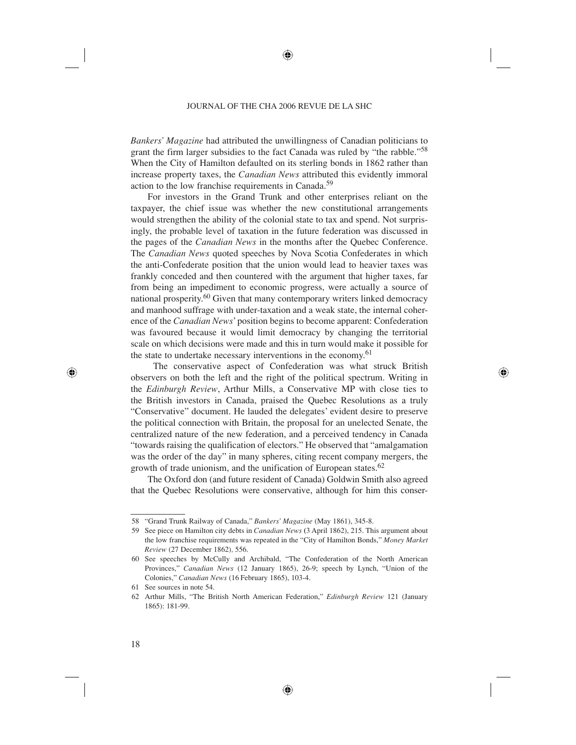*Bankers' Magazine* had attributed the unwillingness of Canadian politicians to grant the firm larger subsidies to the fact Canada was ruled by "the rabble."[58] When the City of Hamilton defaulted on its sterling bonds in 1862 rather than increase property taxes, the *Canadian News* attributed this evidently immoral action to the low franchise requirements in Canada.[59]

For investors in the Grand Trunk and other enterprises reliant on the taxpayer, the chief issue was whether the new constitutional arrangements would strengthen the ability of the colonial state to tax and spend. Not surprisingly, the probable level of taxation in the future federation was discussed in the pages of the *Canadian News* in the months after the Quebec Conference. The *Canadian News* quoted speeches by Nova Scotia Confederates in which the anti-Confederate position that the union would lead to heavier taxes was frankly conceded and then countered with the argument that higher taxes, far from being an impediment to economic progress, were actually a source of national prosperity.[60] Given that many contemporary writers linked democracy and manhood suffrage with under-taxation and a weak state, the internal coherence of the *Canadian News*' position begins to become apparent: Confederation was favoured because it would limit democracy by changing the territorial scale on which decisions were made and this in turn would make it possible for the state to undertake necessary interventions in the economy.[61]

The conservative aspect of Confederation was what struck British observers on both the left and the right of the political spectrum. Writing in the *Edinburgh Review*, Arthur Mills, a Conservative MP with close ties to the British investors in Canada, praised the Quebec Resolutions as a truly "Conservative" document. He lauded the delegates' evident desire to preserve the political connection with Britain, the proposal for an unelected Senate, the centralized nature of the new federation, and a perceived tendency in Canada "towards raising the qualification of electors." He observed that "amalgamation was the order of the day" in many spheres, citing recent company mergers, the growth of trade unionism, and the unification of European states.[62]

The Oxford don (and future resident of Canada) Goldwin Smith also agreed that the Quebec Resolutions were conservative, although for him this conser-

---

58 "Grand Trunk Railway of Canada," *Bankers' Magazine* (May 1861), 345-8.

59 See piece on Hamilton city debts in *Canadian News* (3 April 1862), 215. This argument about the low franchise requirements was repeated in the "City of Hamilton Bonds," *Money Market Review* (27 December 1862), 556.

60 See speeches by McCully and Archibald, "The Confederation of the North American Provinces," *Canadian News* (12 January 1865), 26-9; speech by Lynch, "Union of the Colonies," *Canadian News* (16 February 1865), 103-4.

61 See sources in note 54.

62 Arthur Mills, "The British North American Federation," *Edinburgh Review* 121 (January 1865): 181-99.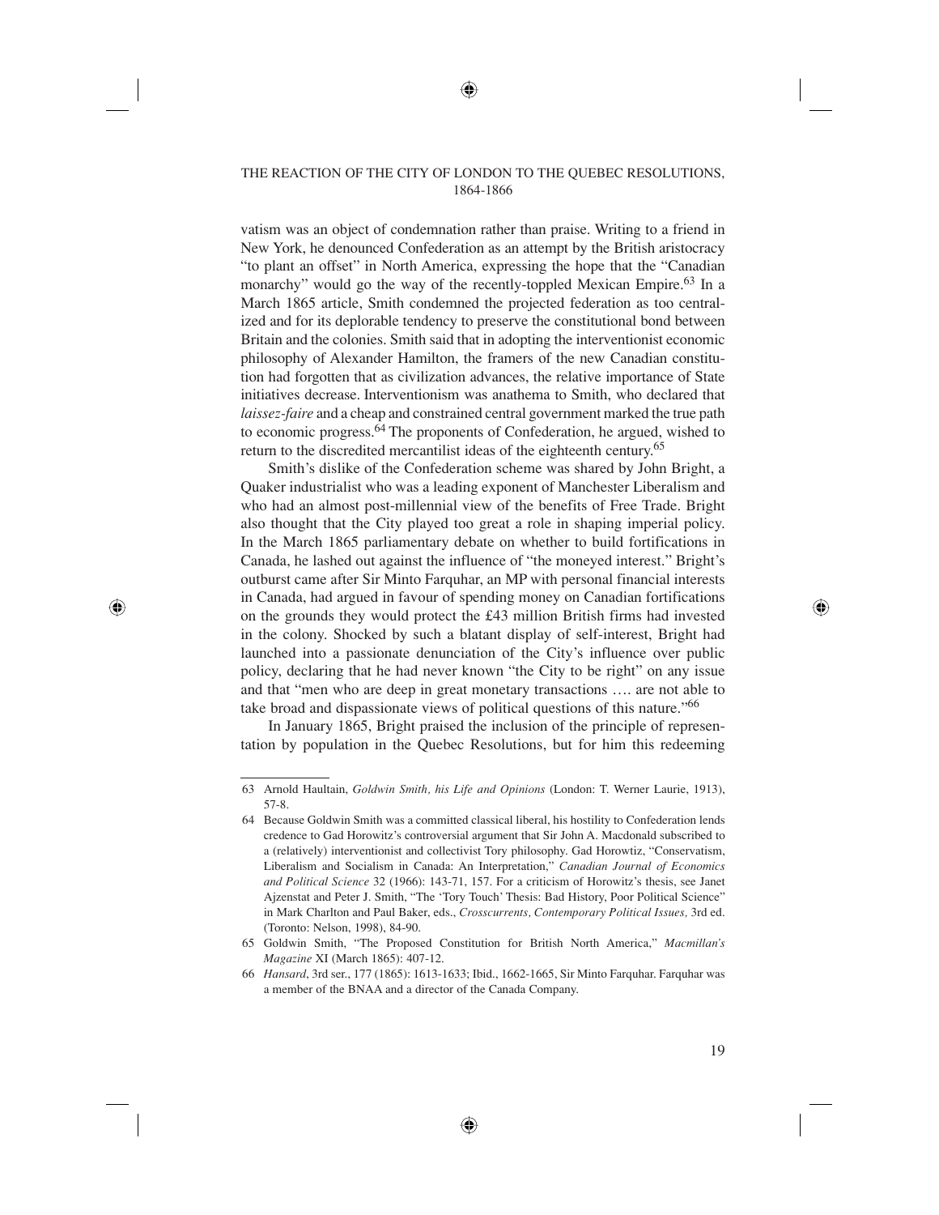vatism was an object of condemnation rather than praise. Writing to a friend in New York, he denounced Confederation as an attempt by the British aristocracy "to plant an offset" in North America, expressing the hope that the "Canadian monarchy" would go the way of the recently-toppled Mexican Empire.[63] In a March 1865 article, Smith condemned the projected federation as too centralized and for its deplorable tendency to preserve the constitutional bond between Britain and the colonies. Smith said that in adopting the interventionist economic philosophy of Alexander Hamilton, the framers of the new Canadian constitution had forgotten that as civilization advances, the relative importance of State initiatives decrease. Interventionism was anathema to Smith, who declared that *laissez-faire* and a cheap and constrained central government marked the true path to economic progress.[64] The proponents of Confederation, he argued, wished to return to the discredited mercantilist ideas of the eighteenth century.[65]

Smith's dislike of the Confederation scheme was shared by John Bright, a Quaker industrialist who was a leading exponent of Manchester Liberalism and who had an almost post-millennial view of the benefits of Free Trade. Bright also thought that the City played too great a role in shaping imperial policy. In the March 1865 parliamentary debate on whether to build fortifications in Canada, he lashed out against the influence of "the moneyed interest." Bright's outburst came after Sir Minto Farquhar, an MP with personal financial interests in Canada, had argued in favour of spending money on Canadian fortifications on the grounds they would protect the £43 million British firms had invested in the colony. Shocked by such a blatant display of self-interest, Bright had launched into a passionate denunciation of the City's influence over public policy, declaring that he had never known "the City to be right" on any issue and that "men who are deep in great monetary transactions …. are not able to take broad and dispassionate views of political questions of this nature."[66]

In January 1865, Bright praised the inclusion of the principle of representation by population in the Quebec Resolutions, but for him this redeeming

---

63 Arnold Haultain, *Goldwin Smith, his Life and Opinions* (London: T. Werner Laurie, 1913), 57-8.

64 Because Goldwin Smith was a committed classical liberal, his hostility to Confederation lends credence to Gad Horowitz's controversial argument that Sir John A. Macdonald subscribed to a (relatively) interventionist and collectivist Tory philosophy. Gad Horowtiz, "Conservatism, Liberalism and Socialism in Canada: An Interpretation," *Canadian Journal of Economics and Political Science* 32 (1966): 143-71, 157. For a criticism of Horowitz's thesis, see Janet Ajzenstat and Peter J. Smith, "The 'Tory Touch' Thesis: Bad History, Poor Political Science" in Mark Charlton and Paul Baker, eds., *Crosscurrents, Contemporary Political Issues,* 3rd ed. (Toronto: Nelson, 1998), 84-90.

65 Goldwin Smith, "The Proposed Constitution for British North America," *Macmillan's Magazine* XI (March 1865): 407-12.

66 *Hansard*, 3rd ser., 177 (1865): 1613-1633; Ibid., 1662-1665, Sir Minto Farquhar. Farquhar was a member of the BNAA and a director of the Canada Company.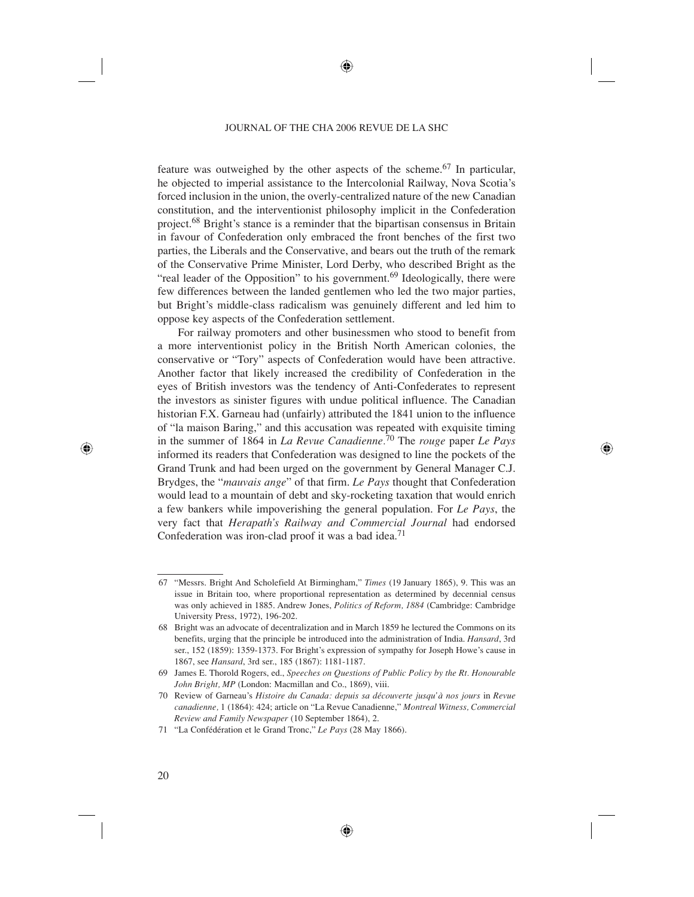feature was outweighed by the other aspects of the scheme.[67] In particular, he objected to imperial assistance to the Intercolonial Railway, Nova Scotia's forced inclusion in the union, the overly-centralized nature of the new Canadian constitution, and the interventionist philosophy implicit in the Confederation project.[68] Bright's stance is a reminder that the bipartisan consensus in Britain in favour of Confederation only embraced the front benches of the first two parties, the Liberals and the Conservative, and bears out the truth of the remark of the Conservative Prime Minister, Lord Derby, who described Bright as the "real leader of the Opposition" to his government.[69] Ideologically, there were few differences between the landed gentlemen who led the two major parties, but Bright's middle-class radicalism was genuinely different and led him to oppose key aspects of the Confederation settlement.

For railway promoters and other businessmen who stood to benefit from a more interventionist policy in the British North American colonies, the conservative or "Tory" aspects of Confederation would have been attractive. Another factor that likely increased the credibility of Confederation in the eyes of British investors was the tendency of Anti-Confederates to represent the investors as sinister figures with undue political influence. The Canadian historian F.X. Garneau had (unfairly) attributed the 1841 union to the influence of "la maison Baring," and this accusation was repeated with exquisite timing in the summer of 1864 in *La Revue Canadienne*.[70] The *rouge* paper *Le Pays* informed its readers that Confederation was designed to line the pockets of the Grand Trunk and had been urged on the government by General Manager C.J. Brydges, the "*mauvais ange*" of that firm. *Le Pays* thought that Confederation would lead to a mountain of debt and sky-rocketing taxation that would enrich a few bankers while impoverishing the general population. For *Le Pays*, the very fact that *Herapath's Railway and Commercial Journal* had endorsed Confederation was iron-clad proof it was a bad idea.[71]

---

67 "Messrs. Bright And Scholefield At Birmingham," *Times* (19 January 1865), 9. This was an issue in Britain too, where proportional representation as determined by decennial census was only achieved in 1885. Andrew Jones, *Politics of Reform, 1884* (Cambridge: Cambridge University Press, 1972), 196-202.

68 Bright was an advocate of decentralization and in March 1859 he lectured the Commons on its benefits, urging that the principle be introduced into the administration of India. *Hansard*, 3rd ser., 152 (1859): 1359-1373. For Bright's expression of sympathy for Joseph Howe's cause in 1867, see *Hansard*, 3rd ser., 185 (1867): 1181-1187.

69 James E. Thorold Rogers, ed., *Speeches on Questions of Public Policy by the Rt. Honourable John Bright, MP* (London: Macmillan and Co., 1869), viii.

70 Review of Garneau's *Histoire du Canada: depuis sa découverte jusqu'à nos jours* in *Revue canadienne*, 1 (1864): 424; article on "La Revue Canadienne," *Montreal Witness, Commercial Review and Family Newspaper* (10 September 1864), 2.

71 "La Confédération et le Grand Tronc," *Le Pays* (28 May 1866).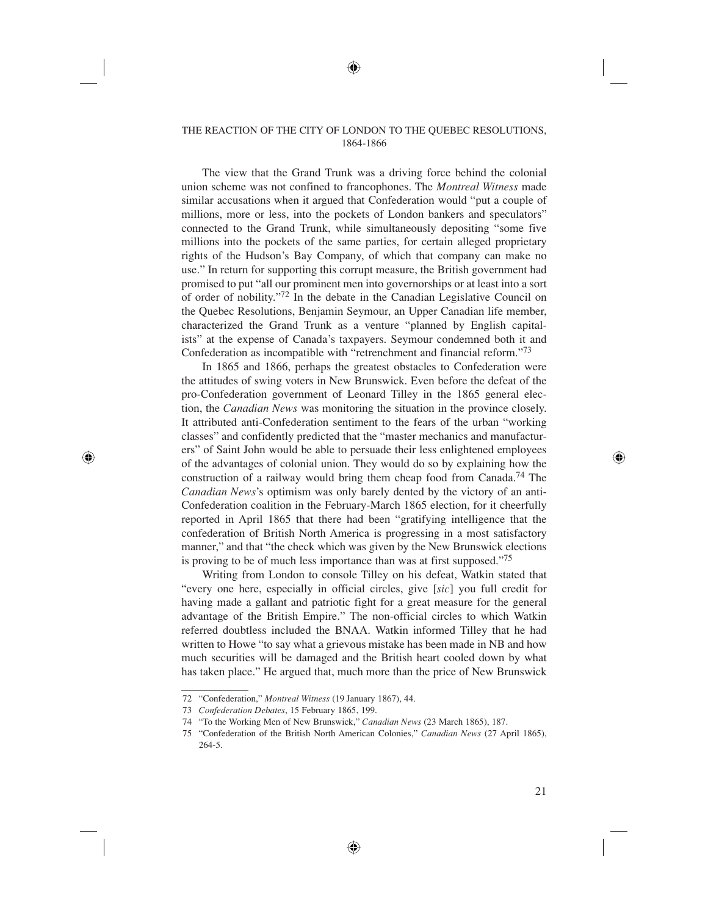The view that the Grand Trunk was a driving force behind the colonial union scheme was not confined to francophones. The *Montreal Witness* made similar accusations when it argued that Confederation would "put a couple of millions, more or less, into the pockets of London bankers and speculators" connected to the Grand Trunk, while simultaneously depositing "some five millions into the pockets of the same parties, for certain alleged proprietary rights of the Hudson's Bay Company, of which that company can make no use." In return for supporting this corrupt measure, the British government had promised to put "all our prominent men into governorships or at least into a sort of order of nobility."[72] In the debate in the Canadian Legislative Council on the Quebec Resolutions, Benjamin Seymour, an Upper Canadian life member, characterized the Grand Trunk as a venture "planned by English capitalists" at the expense of Canada's taxpayers. Seymour condemned both it and Confederation as incompatible with "retrenchment and financial reform."[73]

In 1865 and 1866, perhaps the greatest obstacles to Confederation were the attitudes of swing voters in New Brunswick. Even before the defeat of the pro-Confederation government of Leonard Tilley in the 1865 general election, the *Canadian News* was monitoring the situation in the province closely. It attributed anti-Confederation sentiment to the fears of the urban "working classes" and confidently predicted that the "master mechanics and manufacturers" of Saint John would be able to persuade their less enlightened employees of the advantages of colonial union. They would do so by explaining how the construction of a railway would bring them cheap food from Canada.[74] The *Canadian News*'s optimism was only barely dented by the victory of an anti-Confederation coalition in the February-March 1865 election, for it cheerfully reported in April 1865 that there had been "gratifying intelligence that the confederation of British North America is progressing in a most satisfactory manner," and that "the check which was given by the New Brunswick elections is proving to be of much less importance than was at first supposed."[75]

Writing from London to console Tilley on his defeat, Watkin stated that "every one here, especially in official circles, give [*sic*] you full credit for having made a gallant and patriotic fight for a great measure for the general advantage of the British Empire." The non-official circles to which Watkin referred doubtless included the BNAA. Watkin informed Tilley that he had written to Howe "to say what a grievous mistake has been made in NB and how much securities will be damaged and the British heart cooled down by what has taken place." He argued that, much more than the price of New Brunswick

---

72 "Confederation," *Montreal Witness* (19 January 1867), 44.

73 *Confederation Debates*, 15 February 1865, 199.

74 "To the Working Men of New Brunswick," *Canadian News* (23 March 1865), 187.

75 "Confederation of the British North American Colonies," *Canadian News* (27 April 1865), 264-5.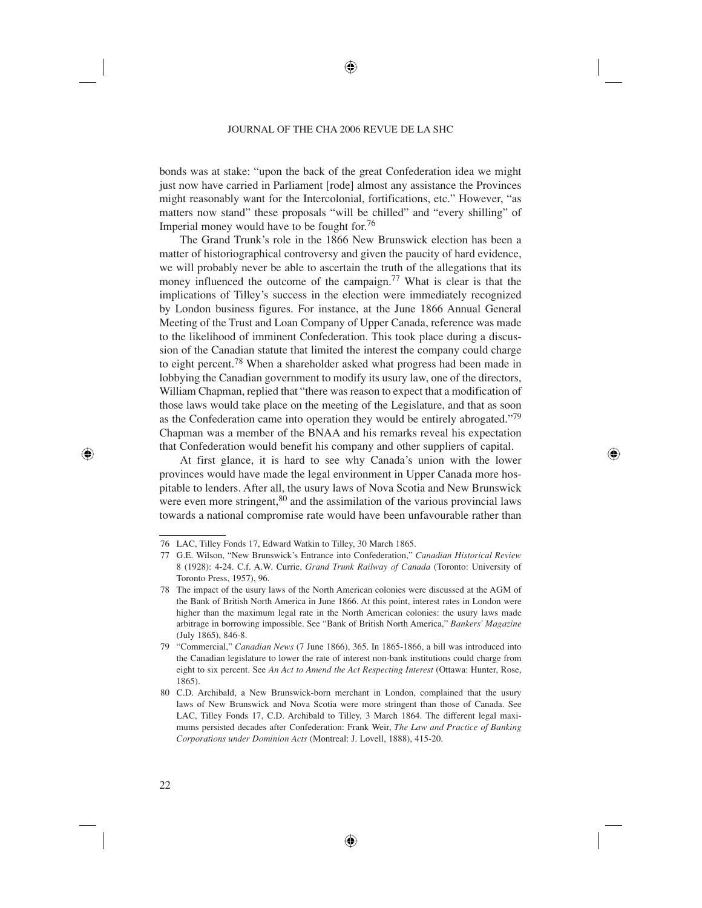bonds was at stake: "upon the back of the great Confederation idea we might just now have carried in Parliament [rode] almost any assistance the Provinces might reasonably want for the Intercolonial, fortifications, etc." However, "as matters now stand" these proposals "will be chilled" and "every shilling" of Imperial money would have to be fought for.[76]

The Grand Trunk's role in the 1866 New Brunswick election has been a matter of historiographical controversy and given the paucity of hard evidence, we will probably never be able to ascertain the truth of the allegations that its money influenced the outcome of the campaign.[77] What is clear is that the implications of Tilley's success in the election were immediately recognized by London business figures. For instance, at the June 1866 Annual General Meeting of the Trust and Loan Company of Upper Canada, reference was made to the likelihood of imminent Confederation. This took place during a discussion of the Canadian statute that limited the interest the company could charge to eight percent.[78] When a shareholder asked what progress had been made in lobbying the Canadian government to modify its usury law, one of the directors, William Chapman, replied that "there was reason to expect that a modification of those laws would take place on the meeting of the Legislature, and that as soon as the Confederation came into operation they would be entirely abrogated."[79] Chapman was a member of the BNAA and his remarks reveal his expectation that Confederation would benefit his company and other suppliers of capital.

At first glance, it is hard to see why Canada's union with the lower provinces would have made the legal environment in Upper Canada more hospitable to lenders. After all, the usury laws of Nova Scotia and New Brunswick were even more stringent,[80] and the assimilation of the various provincial laws towards a national compromise rate would have been unfavourable rather than

---

76 LAC, Tilley Fonds 17, Edward Watkin to Tilley, 30 March 1865.

77 G.E. Wilson, "New Brunswick's Entrance into Confederation," *Canadian Historical Review* 8 (1928): 4-24. C.f. A.W. Currie, *Grand Trunk Railway of Canada* (Toronto: University of Toronto Press, 1957), 96.

78 The impact of the usury laws of the North American colonies were discussed at the AGM of the Bank of British North America in June 1866. At this point, interest rates in London were higher than the maximum legal rate in the North American colonies: the usury laws made arbitrage in borrowing impossible. See "Bank of British North America," *Bankers' Magazine* (July 1865), 846-8.

79 "Commercial," *Canadian News* (7 June 1866), 365. In 1865-1866, a bill was introduced into the Canadian legislature to lower the rate of interest non-bank institutions could charge from eight to six percent. See *An Act to Amend the Act Respecting Interest* (Ottawa: Hunter, Rose, 1865).

80 C.D. Archibald, a New Brunswick-born merchant in London, complained that the usury laws of New Brunswick and Nova Scotia were more stringent than those of Canada. See LAC, Tilley Fonds 17, C.D. Archibald to Tilley, 3 March 1864. The different legal maximums persisted decades after Confederation: Frank Weir, *The Law and Practice of Banking Corporations under Dominion Acts* (Montreal: J. Lovell, 1888), 415-20.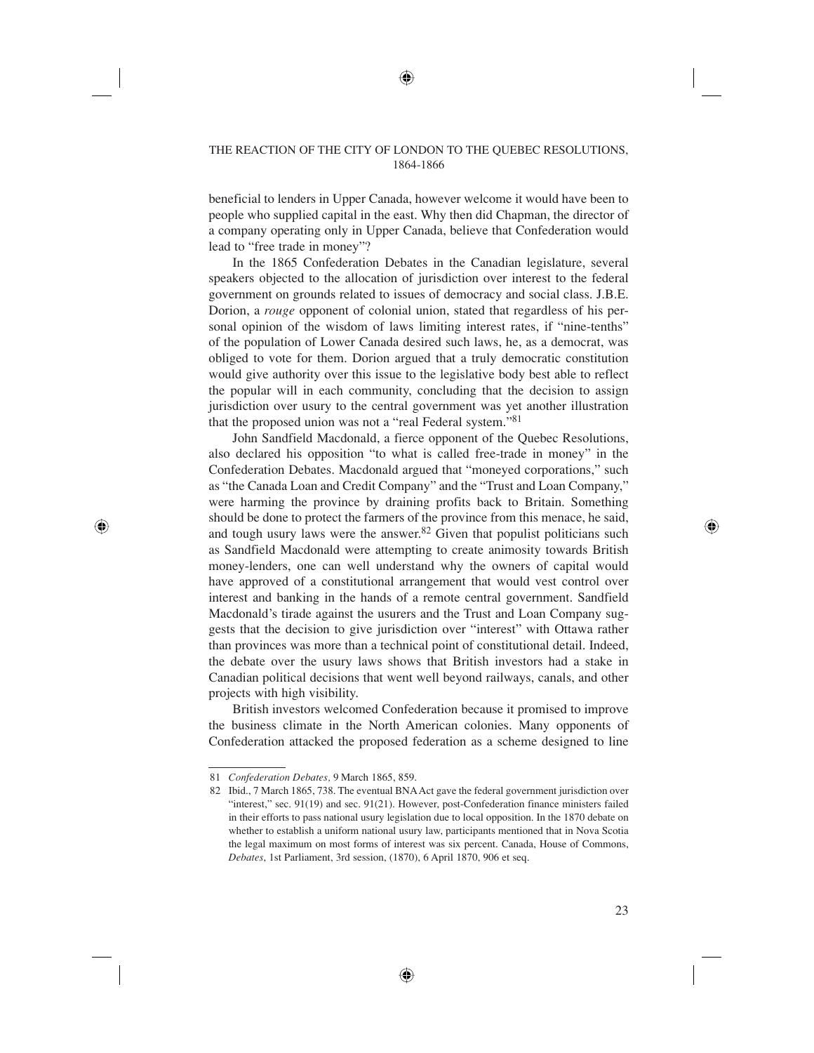beneficial to lenders in Upper Canada, however welcome it would have been to people who supplied capital in the east. Why then did Chapman, the director of a company operating only in Upper Canada, believe that Confederation would lead to "free trade in money"?

In the 1865 Confederation Debates in the Canadian legislature, several speakers objected to the allocation of jurisdiction over interest to the federal government on grounds related to issues of democracy and social class. J.B.E. Dorion, a *rouge* opponent of colonial union, stated that regardless of his personal opinion of the wisdom of laws limiting interest rates, if "nine-tenths" of the population of Lower Canada desired such laws, he, as a democrat, was obliged to vote for them. Dorion argued that a truly democratic constitution would give authority over this issue to the legislative body best able to reflect the popular will in each community, concluding that the decision to assign jurisdiction over usury to the central government was yet another illustration that the proposed union was not a "real Federal system."[81]

John Sandfield Macdonald, a fierce opponent of the Quebec Resolutions, also declared his opposition "to what is called free-trade in money" in the Confederation Debates. Macdonald argued that "moneyed corporations," such as "the Canada Loan and Credit Company" and the "Trust and Loan Company," were harming the province by draining profits back to Britain. Something should be done to protect the farmers of the province from this menace, he said, and tough usury laws were the answer.[82] Given that populist politicians such as Sandfield Macdonald were attempting to create animosity towards British money-lenders, one can well understand why the owners of capital would have approved of a constitutional arrangement that would vest control over interest and banking in the hands of a remote central government. Sandfield Macdonald's tirade against the usurers and the Trust and Loan Company suggests that the decision to give jurisdiction over "interest" with Ottawa rather than provinces was more than a technical point of constitutional detail. Indeed, the debate over the usury laws shows that British investors had a stake in Canadian political decisions that went well beyond railways, canals, and other projects with high visibility.

British investors welcomed Confederation because it promised to improve the business climate in the North American colonies. Many opponents of Confederation attacked the proposed federation as a scheme designed to line

---

81 *Confederation Debates,* 9 March 1865, 859.

82 Ibid., 7 March 1865, 738. The eventual BNA Act gave the federal government jurisdiction over "interest," sec. 91(19) and sec. 91(21). However, post-Confederation finance ministers failed in their efforts to pass national usury legislation due to local opposition. In the 1870 debate on whether to establish a uniform national usury law, participants mentioned that in Nova Scotia the legal maximum on most forms of interest was six percent. Canada, House of Commons, *Debates*, 1st Parliament, 3rd session, (1870), 6 April 1870, 906 et seq.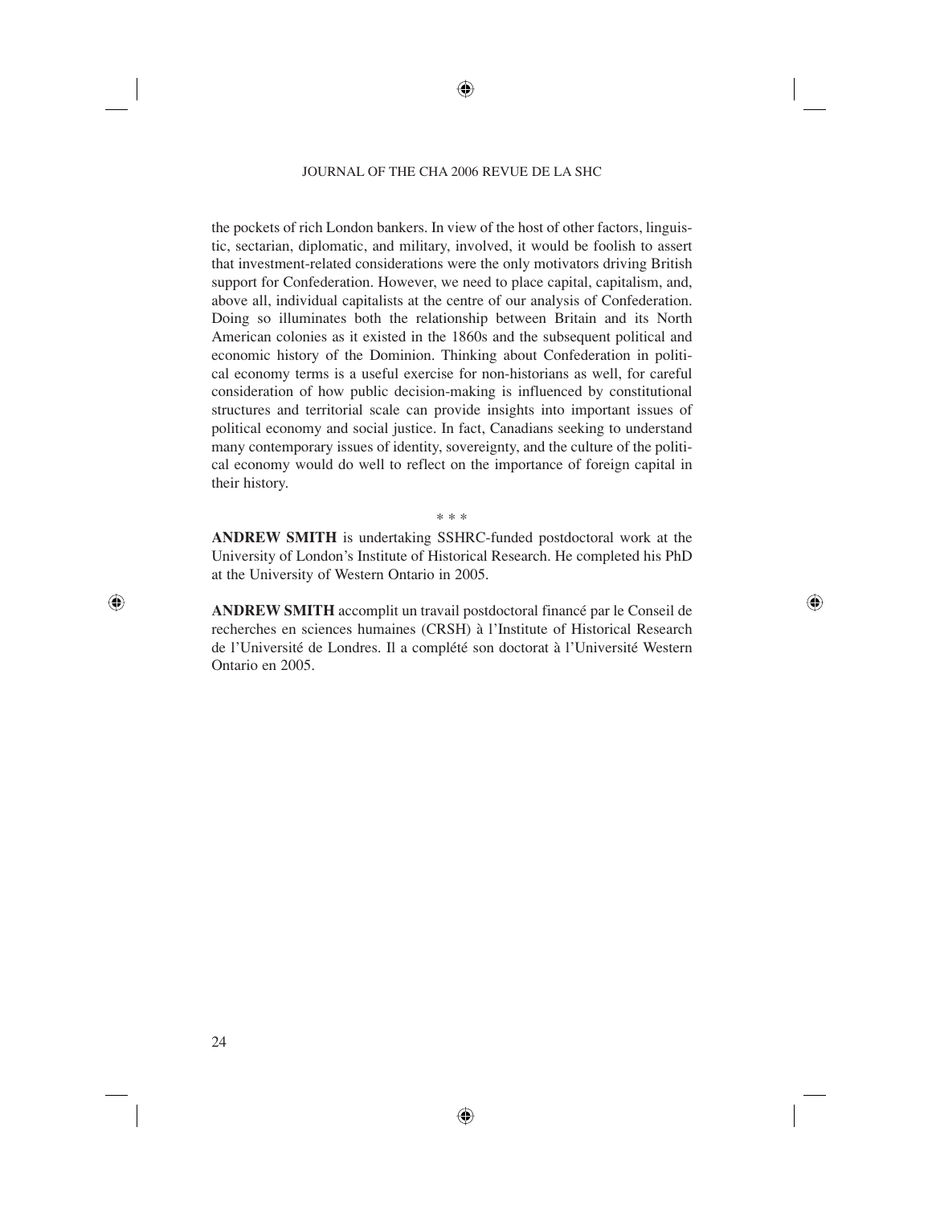the pockets of rich London bankers. In view of the host of other factors, linguistic, sectarian, diplomatic, and military, involved, it would be foolish to assert that investment-related considerations were the only motivators driving British support for Confederation. However, we need to place capital, capitalism, and, above all, individual capitalists at the centre of our analysis of Confederation. Doing so illuminates both the relationship between Britain and its North American colonies as it existed in the 1860s and the subsequent political and economic history of the Dominion. Thinking about Confederation in political economy terms is a useful exercise for non-historians as well, for careful consideration of how public decision-making is influenced by constitutional structures and territorial scale can provide insights into important issues of political economy and social justice. In fact, Canadians seeking to understand many contemporary issues of identity, sovereignty, and the culture of the political economy would do well to reflect on the importance of foreign capital in their history.

\* \* \*

**ANDREW SMITH** is undertaking SSHRC-funded postdoctoral work at the University of London's Institute of Historical Research. He completed his PhD at the University of Western Ontario in 2005.

**ANDREW SMITH** accomplit un travail postdoctoral financé par le Conseil de recherches en sciences humaines (CRSH) à l'Institute of Historical Research de l'Université de Londres. Il a complété son doctorat à l'Université Western Ontario en 2005.